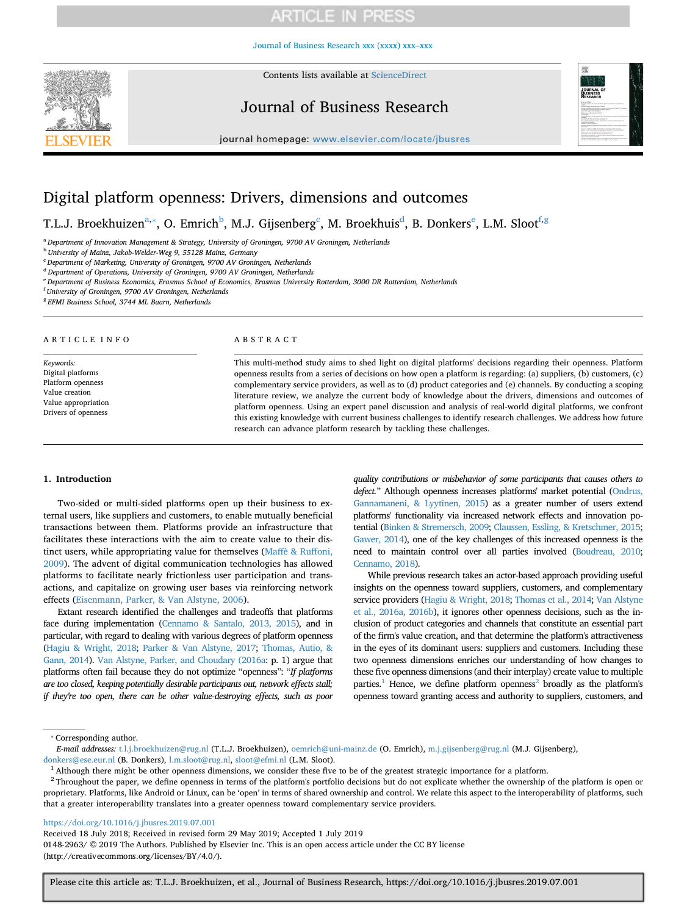# Digital platform openness: Drivers, dimensions and outcomes

T.L.J. Broekhuizen[a,*], O. Emrich[b], M.J. Gijsenberg[c], M. Broekhuis[d], B. Donkers[e], L.M. Sloot[f,g]

[a] Department of Innovation Management & Strategy, University of Groningen, 9700 AV Groningen, Netherlands
[b] University of Mainz, Jakob-Welder-Weg 9, 55128 Mainz, Germany
[c] Department of Marketing, University of Groningen, 9700 AV Groningen, Netherlands
[d] Department of Operations, University of Groningen, 9700 AV Groningen, Netherlands
[e] Department of Business Economics, Erasmus School of Economics, Erasmus University Rotterdam, 3000 DR Rotterdam, Netherlands
[f] University of Groningen, 9700 AV Groningen, Netherlands
[g] EFMI Business School, 3744 ML Baarn, Netherlands

## ARTICLE INFO

*Keywords:*
Digital platforms
Platform openness
Value creation
Value appropriation
Drivers of openness

## ABSTRACT

This multi-method study aims to shed light on digital platforms' decisions regarding their openness. Platform openness results from a series of decisions on how open a platform is regarding: (a) suppliers, (b) customers, (c) complementary service providers, as well as to (d) product categories and (e) channels. By conducting a scoping literature review, we analyze the current body of knowledge about the drivers, dimensions and outcomes of platform openness. Using an expert panel discussion and analysis of real-world digital platforms, we confront this existing knowledge with current business challenges to identify research challenges. We address how future research can advance platform research by tackling these challenges.

## 1. Introduction

Two-sided or multi-sided platforms open up their business to external users, like suppliers and customers, to enable mutually beneficial transactions between them. Platforms provide an infrastructure that facilitates these interactions with the aim to create value to their distinct users, while appropriating value for themselves (Maffè & Ruffoni, 2009). The advent of digital communication technologies has allowed platforms to facilitate nearly frictionless user participation and transactions, and capitalize on growing user bases via reinforcing network effects (Eisenmann, Parker, & Van Alstyne, 2006).

Extant research identified the challenges and tradeoffs that platforms face during implementation (Cennamo & Santalo, 2013, 2015), and in particular, with regard to dealing with various degrees of platform openness (Hagiu & Wright, 2018; Parker & Van Alstyne, 2017; Thomas, Autio, & Gann, 2014). Van Alstyne, Parker, and Choudary (2016a: p. 1) argue that platforms often fail because they do not optimize "openness": "*If platforms are too closed, keeping potentially desirable participants out, network effects stall; if they're too open, there can be other value-destroying effects, such as poor quality contributions or misbehavior of some participants that causes others to defect.*" Although openness increases platforms' market potential (Ondrus, Gannamaneni, & Lyytinen, 2015) as a greater number of users extend platforms' functionality via increased network effects and innovation potential (Binken & Stremersch, 2009; Claussen, Essling, & Kretschmer, 2015; Gawer, 2014), one of the key challenges of this increased openness is the need to maintain control over all parties involved (Boudreau, 2010; Cennamo, 2018).

While previous research takes an actor-based approach providing useful insights on the openness toward suppliers, customers, and complementary service providers (Hagiu & Wright, 2018; Thomas et al., 2014; Van Alstyne et al., 2016a, 2016b), it ignores other openness decisions, such as the inclusion of product categories and channels that constitute an essential part of the firm's value creation, and that determine the platform's attractiveness in the eyes of its dominant users: suppliers and customers. Including these two openness dimensions enriches our understanding of how changes to these five openness dimensions (and their interplay) create value to multiple parties.[1] Hence, we define platform openness[2] broadly as the platform's openness toward granting access and authority to suppliers, customers, and

---

* Corresponding author.
*E-mail addresses:* t.l.j.broekhuizen@rug.nl (T.L.J. Broekhuizen), oemrich@uni-mainz.de (O. Emrich), m.j.gijsenberg@rug.nl (M.J. Gijsenberg), donkers@ese.eur.nl (B. Donkers), l.m.sloot@rug.nl, sloot@efmi.nl (L.M. Sloot).

[1] Although there might be other openness dimensions, we consider these five to be of the greatest strategic importance for a platform.

[2] Throughout the paper, we define openness in terms of the platform's portfolio decisions but do not explicate whether the ownership of the platform is open or proprietary. Platforms, like Android or Linux, can be 'open' in terms of shared ownership and control. We relate this aspect to the interoperability of platforms, such that a greater interoperability translates into a greater openness toward complementary service providers.

https://doi.org/10.1016/j.jbusres.2019.07.001
Received 18 July 2018; Received in revised form 29 May 2019; Accepted 1 July 2019
0148-2963/ © 2019 The Authors. Published by Elsevier Inc. This is an open access article under the CC BY license (http://creativecommons.org/licenses/BY/4.0/).

Please cite this article as: T.L.J. Broekhuizen, et al., Journal of Business Research, https://doi.org/10.1016/j.jbusres.2019.07.001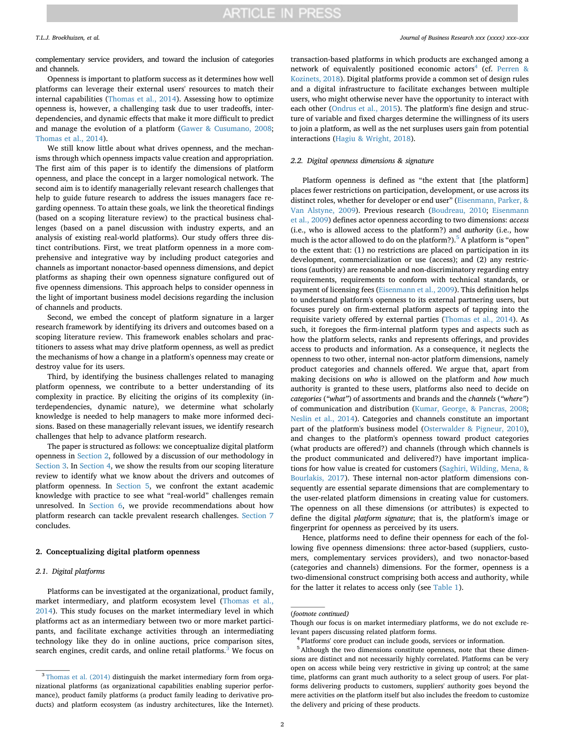complementary service providers, and toward the inclusion of categories and channels.

Openness is important to platform success as it determines how well platforms can leverage their external users' resources to match their internal capabilities (Thomas et al., 2014). Assessing how to optimize openness is, however, a challenging task due to user tradeoffs, interdependencies, and dynamic effects that make it more difficult to predict and manage the evolution of a platform (Gawer & Cusumano, 2008; Thomas et al., 2014).

We still know little about what drives openness, and the mechanisms through which openness impacts value creation and appropriation. The first aim of this paper is to identify the dimensions of platform openness, and place the concept in a larger nomological network. The second aim is to identify managerially relevant research challenges that help to guide future research to address the issues managers face regarding openness. To attain these goals, we link the theoretical findings (based on a scoping literature review) to the practical business challenges (based on a panel discussion with industry experts, and an analysis of existing real-world platforms). Our study offers three distinct contributions. First, we treat platform openness in a more comprehensive and integrative way by including product categories and channels as important nonactor-based openness dimensions, and depict platforms as shaping their own openness signature configured out of five openness dimensions. This approach helps to consider openness in the light of important business model decisions regarding the inclusion of channels and products.

Second, we embed the concept of platform signature in a larger research framework by identifying its drivers and outcomes based on a scoping literature review. This framework enables scholars and practitioners to assess what may drive platform openness, as well as predict the mechanisms of how a change in a platform's openness may create or destroy value for its users.

Third, by identifying the business challenges related to managing platform openness, we contribute to a better understanding of its complexity in practice. By eliciting the origins of its complexity (interdependencies, dynamic nature), we determine what scholarly knowledge is needed to help managers to make more informed decisions. Based on these managerially relevant issues, we identify research challenges that help to advance platform research.

The paper is structured as follows: we conceptualize digital platform openness in Section 2, followed by a discussion of our methodology in Section 3. In Section 4, we show the results from our scoping literature review to identify what we know about the drivers and outcomes of platform openness. In Section 5, we confront the extant academic knowledge with practice to see what "real-world" challenges remain unresolved. In Section 6, we provide recommendations about how platform research can tackle prevalent research challenges. Section 7 concludes.

## 2. Conceptualizing digital platform openness

### 2.1. Digital platforms

Platforms can be investigated at the organizational, product family, market intermediary, and platform ecosystem level (Thomas et al., 2014). This study focuses on the market intermediary level in which platforms act as an intermediary between two or more market participants, and facilitate exchange activities through an intermediating technology like they do in online auctions, price comparison sites, search engines, credit cards, and online retail platforms.[3] We focus on transaction-based platforms in which products are exchanged among a network of equivalently positioned economic actors[4] (cf. Perren & Kozinets, 2018). Digital platforms provide a common set of design rules and a digital infrastructure to facilitate exchanges between multiple users, who might otherwise never have the opportunity to interact with each other (Ondrus et al., 2015). The platform's fine design and structure of variable and fixed charges determine the willingness of its users to join a platform, as well as the net surpluses users gain from potential interactions (Hagiu & Wright, 2018).

### 2.2. Digital openness dimensions & signature

Platform openness is defined as "the extent that [the platform] places fewer restrictions on participation, development, or use across its distinct roles, whether for developer or end user" (Eisenmann, Parker, & Van Alstyne, 2009). Previous research (Boudreau, 2010; Eisenmann et al., 2009) defines actor openness according to two dimensions: *access* (i.e., who is allowed access to the platform?) and *authority* (i.e., how much is the actor allowed to do on the platform?).[5] A platform is "open" to the extent that: (1) no restrictions are placed on participation in its development, commercialization or use (access); and (2) any restrictions (authority) are reasonable and non-discriminatory regarding entry requirements, requirements to conform with technical standards, or payment of licensing fees (Eisenmann et al., 2009). This definition helps to understand platform's openness to its external partnering users, but focuses purely on firm-external platform aspects of tapping into the requisite variety offered by external parties (Thomas et al., 2014). As such, it foregoes the firm-internal platform types and aspects such as how the platform selects, ranks and represents offerings, and provides access to products and information. As a consequence, it neglects the openness to two other, internal non-actor platform dimensions, namely product categories and channels offered. We argue that, apart from making decisions on *who* is allowed on the platform and *how* much authority is granted to these users, platforms also need to decide on *categories* (*"what"*) of assortments and brands and the *channels* (*"where"*) of communication and distribution (Kumar, George, & Pancras, 2008; Neslin et al., 2014). Categories and channels constitute an important part of the platform's business model (Osterwalder & Pigneur, 2010), and changes to the platform's openness toward product categories (what products are offered?) and channels (through which channels is the product communicated and delivered?) have important implications for how value is created for customers (Saghiri, Wilding, Mena, & Bourlakis, 2017). These internal non-actor platform dimensions consequently are essential separate dimensions that are complementary to the user-related platform dimensions in creating value for customers. The openness on all these dimensions (or attributes) is expected to define the digital *platform signature*; that is, the platform's image or fingerprint for openness as perceived by its users.

Hence, platforms need to define their openness for each of the following five openness dimensions: three actor-based (suppliers, customers, complementary services providers), and two nonactor-based (categories and channels) dimensions. For the former, openness is a two-dimensional construct comprising both access and authority, while for the latter it relates to access only (see Table 1).

---

[3] Thomas et al. (2014) distinguish the market intermediary form from organizational platforms (as organizational capabilities enabling superior performance), product family platforms (a product family leading to derivative products) and platform ecosystem (as industry architectures, like the Internet).

(footnote continued)
Though our focus is on market intermediary platforms, we do not exclude relevant papers discussing related platform forms.

[4] Platforms' core product can include goods, services or information.

[5] Although the two dimensions constitute openness, note that these dimensions are distinct and not necessarily highly correlated. Platforms can be very open on access while being very restrictive in giving up control; at the same time, platforms can grant much authority to a select group of users. For platforms delivering products to customers, suppliers' authority goes beyond the mere activities *on* the platform itself but also includes the freedom to customize the delivery and pricing of these products.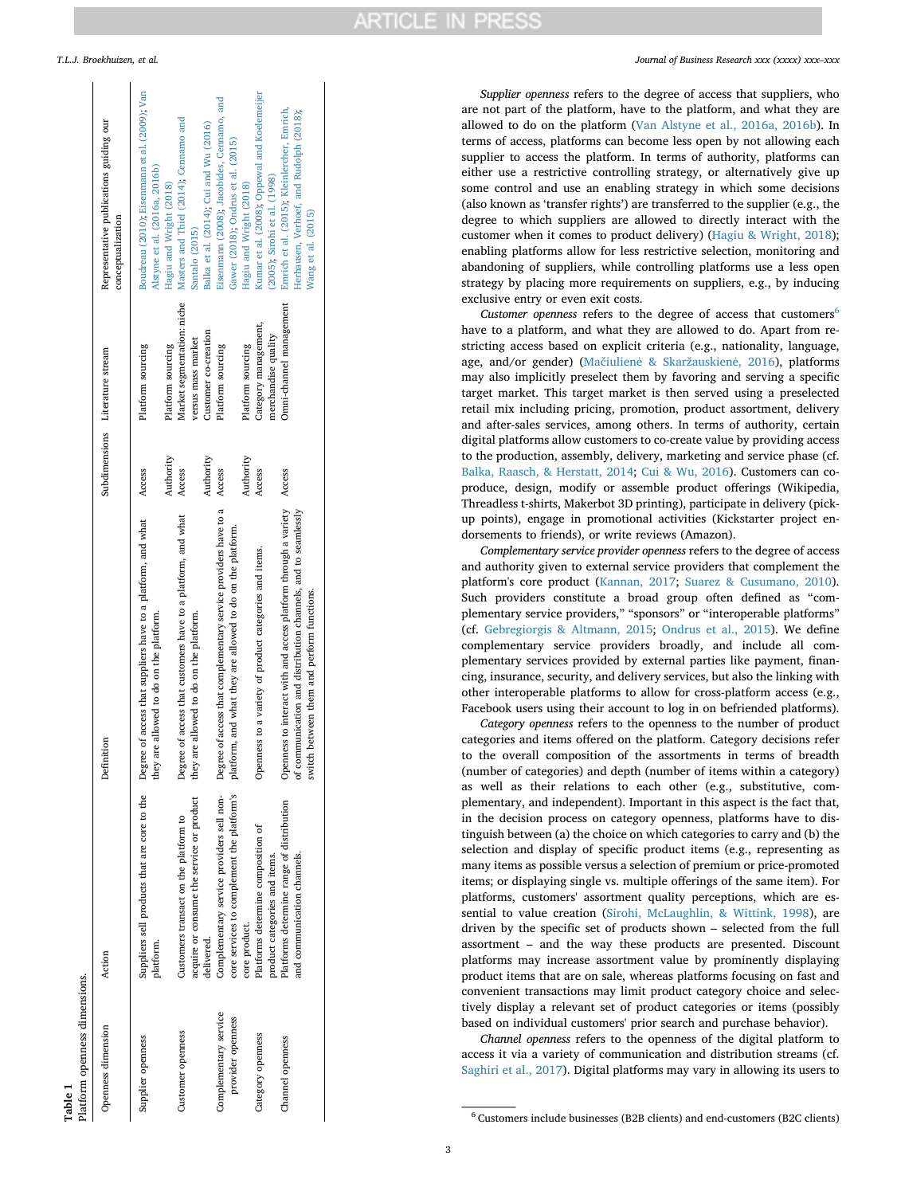**Table 1**
Platform openness dimensions.

| Openness dimension | Action | Definition | Subdimensions | Literature stream | Representative publications guiding our conceptualization |
|---|---|---|---|---|---|
| Supplier openness | Suppliers sell products that are core to the platform. | Degree of access that suppliers have to a platform, and what they are allowed to do on the platform. | Access | Platform sourcing | Boudreau (2010); Eisenmann et al. (2009); Van Alstyne et al. (2016a, 2016b) |
| | | | Authority | Platform sourcing | Hagiu and Wright (2018) |
| Customer openness | Customers transact on the platform to acquire or consume the service or product delivered. | Degree of access that customers have to a platform, and what they are allowed to do on the platform. | Access | Market segmentation: niche versus mass market | Masters and Thiel (2014); Cennamo and Santalo (2015) |
| | | | Authority | Customer co-creation | Balka et al. (2014); Cui and Wu (2016) |
| Complementary service provider openness | Complementary service providers sell non-core services to complement the platform's core product. | Degree of access that complementary service providers have to a platform, and what they are allowed to do on the platform. | Access | Platform sourcing | Eisenmann (2008); Jacobides, Cennamo, and Gawer (2018); Ondrus et al. (2015) |
| | | | Authority | Platform sourcing | Hagiu and Wright (2018) |
| Category openness | Platforms determine composition of product categories and items. | Openness to a variety of product categories and items. | Access | Category management, merchandise quality | Kumar et al. (2008); Oppewal and Koelemeijer (2005); Sirohi et al. (1998) |
| Channel openness | Platforms determine range of distribution and communication channels. | Openness to interact with and access platform through a variety of communication and distribution channels, and to seamlessly switch between them and perform functions. | Access | Omni-channel management | Emrich et al. (2015); Kleinlercher, Emrich, Herhausen, Verhoef, and Rudolph (2018); Wang et al. (2015) |

*Supplier openness* refers to the degree of access that suppliers, who are not part of the platform, have to the platform, and what they are allowed to do on the platform (Van Alstyne et al., 2016a, 2016b). In terms of access, platforms can become less open by not allowing each supplier to access the platform. In terms of authority, platforms can either use a restrictive controlling strategy, or alternatively give up some control and use an enabling strategy in which some decisions (also known as 'transfer rights') are transferred to the supplier (e.g., the degree to which suppliers are allowed to directly interact with the customer when it comes to product delivery) (Hagiu & Wright, 2018); enabling platforms allow for less restrictive selection, monitoring and abandoning of suppliers, while controlling platforms use a less open strategy by placing more requirements on suppliers, e.g., by inducing exclusive entry or even exit costs.

*Customer openness* refers to the degree of access that customers[6] have to a platform, and what they are allowed to do. Apart from restricting access based on explicit criteria (e.g., nationality, language, age, and/or gender) (Mačiulienė & Skaržauskienė, 2016), platforms may also implicitly preselect them by favoring and serving a specific target market. This target market is then served using a preselected retail mix including pricing, promotion, product assortment, delivery and after-sales services, among others. In terms of authority, certain digital platforms allow customers to co-create value by providing access to the production, assembly, delivery, marketing and service phase (cf. Balka, Raasch, & Herstatt, 2014; Cui & Wu, 2016). Customers can co-produce, design, modify or assemble product offerings (Wikipedia, Threadless t-shirts, Makerbot 3D printing), participate in delivery (pick-up points), engage in promotional activities (Kickstarter project endorsements to friends), or write reviews (Amazon).

*Complementary service provider openness* refers to the degree of access and authority given to external service providers that complement the platform's core product (Kannan, 2017; Suarez & Cusumano, 2010). Such providers constitute a broad group often defined as "complementary service providers," "sponsors" or "interoperable platforms" (cf. Gebregiorgis & Altmann, 2015; Ondrus et al., 2015). We define complementary service providers broadly, and include all complementary services provided by external parties like payment, financing, insurance, security, and delivery services, but also the linking with other interoperable platforms to allow for cross-platform access (e.g., Facebook users using their account to log in on befriended platforms).

*Category openness* refers to the openness to the number of product categories and items offered on the platform. Category decisions refer to the overall composition of the assortments in terms of breadth (number of categories) and depth (number of items within a category) as well as their relations to each other (e.g., substitutive, complementary, and independent). Important in this aspect is the fact that, in the decision process on category openness, platforms have to distinguish between (a) the choice on which categories to carry and (b) the selection and display of specific product items (e.g., representing as many items as possible versus a selection of premium or price-promoted items; or displaying single vs. multiple offerings of the same item). For platforms, customers' assortment quality perceptions, which are essential to value creation (Sirohi, McLaughlin, & Wittink, 1998), are driven by the specific set of products shown – selected from the full assortment – and the way these products are presented. Discount platforms may increase assortment value by prominently displaying product items that are on sale, whereas platforms focusing on fast and convenient transactions may limit product category choice and selectively display a relevant set of product categories or items (possibly based on individual customers' prior search and purchase behavior).

*Channel openness* refers to the openness of the digital platform to access it via a variety of communication and distribution streams (cf. Saghiri et al., 2017). Digital platforms may vary in allowing its users to

[6] Customers include businesses (B2B clients) and end-customers (B2C clients)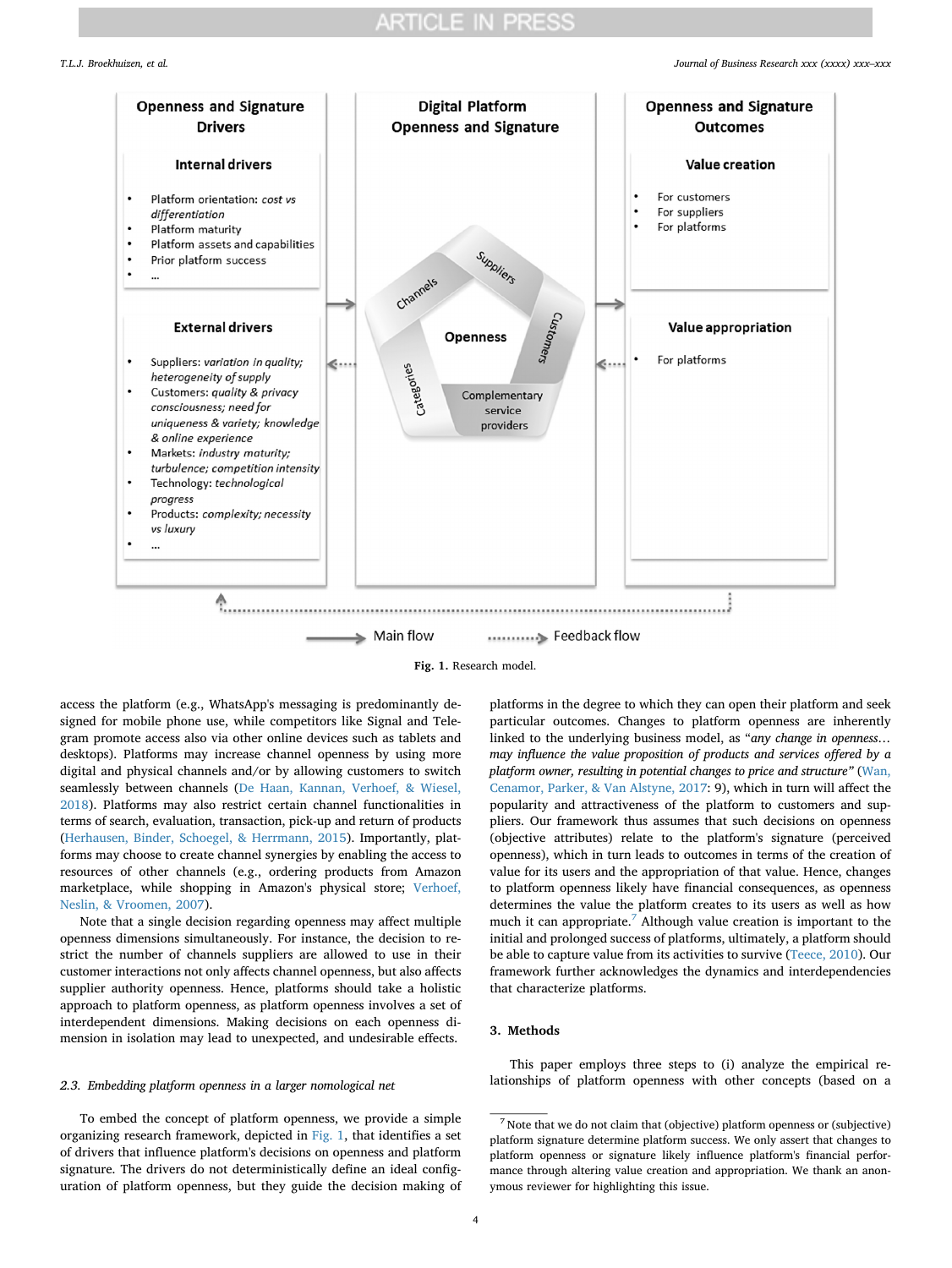Openness and Signature Drivers

Internal drivers

- Platform orientation: *cost vs differentiation*
- Platform maturity
- Platform assets and capabilities
- Prior platform success
- ...

External drivers

- Suppliers: *variation in quality; heterogeneity of supply*
- Customers: *quality & privacy consciousness; need for uniqueness & variety; knowledge & online experience*
- Markets: *industry maturity; turbulence; competition intensity*
- Technology: *technological progress*
- Products: *complexity; necessity vs luxury*
- ...

Digital Platform Openness and Signature

Openness: Suppliers, Customers, Complementary service providers, Categories, Channels

Openness and Signature Outcomes

Value creation

- For customers
- For suppliers
- For platforms

Value appropriation

- For platforms

Main flow / Feedback flow

**Fig. 1.** Research model.

access the platform (e.g., WhatsApp's messaging is predominantly designed for mobile phone use, while competitors like Signal and Telegram promote access also via other online devices such as tablets and desktops). Platforms may increase channel openness by using more digital and physical channels and/or by allowing customers to switch seamlessly between channels (De Haan, Kannan, Verhoef, & Wiesel, 2018). Platforms may also restrict certain channel functionalities in terms of search, evaluation, transaction, pick-up and return of products (Herhausen, Binder, Schoegel, & Herrmann, 2015). Importantly, platforms may choose to create channel synergies by enabling the access to resources of other channels (e.g., ordering products from Amazon marketplace, while shopping in Amazon's physical store; Verhoef, Neslin, & Vroomen, 2007).

Note that a single decision regarding openness may affect multiple openness dimensions simultaneously. For instance, the decision to restrict the number of channels suppliers are allowed to use in their customer interactions not only affects channel openness, but also affects supplier authority openness. Hence, platforms should take a holistic approach to platform openness, as platform openness involves a set of interdependent dimensions. Making decisions on each openness dimension in isolation may lead to unexpected, and undesirable effects.

### 2.3. Embedding platform openness in a larger nomological net

To embed the concept of platform openness, we provide a simple organizing research framework, depicted in Fig. 1, that identifies a set of drivers that influence platform's decisions on openness and platform signature. The drivers do not deterministically define an ideal configuration of platform openness, but they guide the decision making of platforms in the degree to which they can open their platform and seek particular outcomes. Changes to platform openness are inherently linked to the underlying business model, as "*any change in openness… may influence the value proposition of products and services offered by a platform owner, resulting in potential changes to price and structure"* (Wan, Cenamor, Parker, & Van Alstyne, 2017: 9), which in turn will affect the popularity and attractiveness of the platform to customers and suppliers. Our framework thus assumes that such decisions on openness (objective attributes) relate to the platform's signature (perceived openness), which in turn leads to outcomes in terms of the creation of value for its users and the appropriation of that value. Hence, changes to platform openness likely have financial consequences, as openness determines the value the platform creates to its users as well as how much it can appropriate.[7] Although value creation is important to the initial and prolonged success of platforms, ultimately, a platform should be able to capture value from its activities to survive (Teece, 2010). Our framework further acknowledges the dynamics and interdependencies that characterize platforms.

## 3. Methods

This paper employs three steps to (i) analyze the empirical relationships of platform openness with other concepts (based on a

[7] Note that we do not claim that (objective) platform openness or (subjective) platform signature determine platform success. We only assert that changes to platform openness or signature likely influence platform's financial performance through altering value creation and appropriation. We thank an anonymous reviewer for highlighting this issue.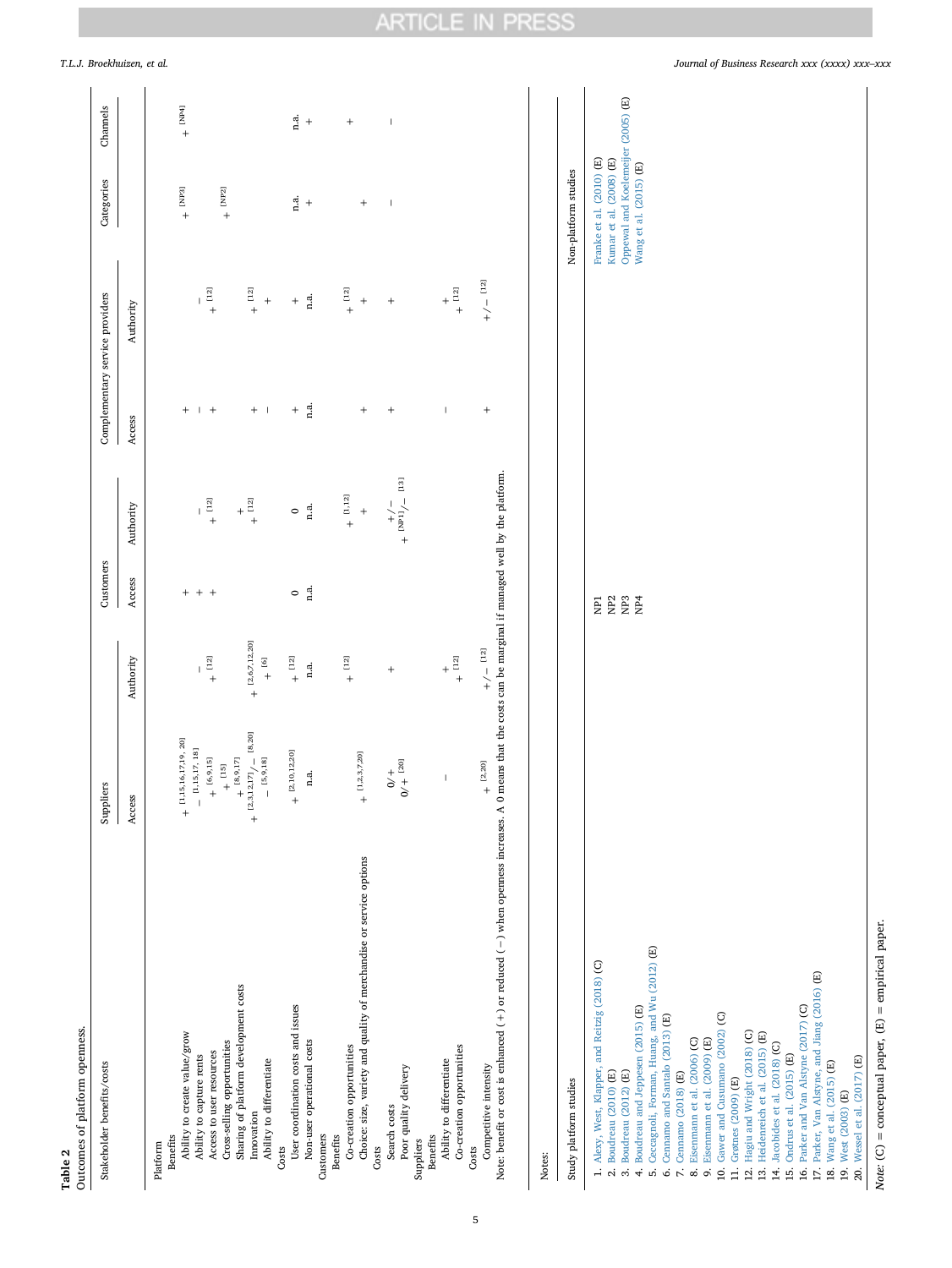**Table 2**
Outcomes of platform openness.

| Stakeholder benefits/costs | Suppliers | | Customers | | Complementary service providers | | Categories | Channels |
|---|---|---|---|---|---|---|---|---|
| | Access | Authority | Access | Authority | Access | Authority | | |
| **Platform** | | | | | | | | |
| *Benefits* | | | | | | | | |
| Ability to create value/grow | + [1,15,16,17,19, 20] | | + | | + | | + [NP3] | + [NP4] |
| Ability to capture rents | – [1,15,17, 18] | – | + | – | – | – | | |
| Access to user resources | + [6,9,15] | + [12] | + | + [12] | + | + [12] | | |
| Cross-selling opportunities | + [15] | | | | | | + [NP2] | |
| Sharing of platform development costs | + [8,9,17] | | | + | | | | |
| Innovation | + [2,3,12,17]/– [8,20] | + [2,6,7,12,20] | | + [12] | + | + [12] | | |
| Ability to differentiate | – [5,9,18] | + [6] | | | – | + | | |
| *Costs* | | | | | | | | |
| User coordination costs and issues | + [2,10,12,20] | + [12] | 0 | 0 | + | + | n.a. | n.a. |
| Non-user operational costs | n.a. | n.a. | n.a. | n.a. | n.a. | n.a. | + | + |
| **Customers** | | | | | | | | |
| *Benefits* | | | | | | | | |
| Co-creation opportunities | + [1,2,3,7,20] | + [12] | | + [1,12] | + | + [12] | | |
| Choice: size, variety and quality of merchandise or service options | | | | + | | + | + | + |
| *Costs* | | | | | | | | |
| Search costs | 0/+ | + | | +/– [13] | + | + | – | – |
| Poor quality delivery | 0/+ [20] | | | + [NP1]/– | | | | |
| **Suppliers** | | | | | | | | |
| *Benefits* | | | | | | | | |
| Ability to differentiate | – | + | | | – | + | | |
| Co-creation opportunities | | + [12] | | | | + [12] | | |
| *Costs* | | | | | | | | |
| Competitive intensity | + [2,20] | +/– [12] | | | + | +/– [12] | | |

Note: benefit or cost is enhanced (+) or reduced (–) when openness increases. A 0 means that the costs can be marginal if managed well by the platform.

Notes:

| Study platform studies | | Non-platform studies |
|---|---|---|
| 1. Alexy, West, Klapper, and Reitzig (2018) (C) | NP1 | Franke et al. (2010) (E) |
| 2. Boudreau (2010) (E) | NP2 | Kumar et al. (2008) (E) |
| 3. Boudreau (2012) (E) | NP3 | Oppewal and Koelemeijer (2005) (E) |
| 4. Boudreau and Jeppesen (2015) (E) | NP4 | Wang et al. (2015) (E) |
| 5. Ceccagnoli, Forman, Huang, and Wu (2012) (E) | | |
| 6. Cennamo and Santalo (2013) (E) | | |
| 7. Cennamo (2018) (E) | | |
| 8. Eisenmann et al. (2006) (C) | | |
| 9. Eisenmann et al. (2009) (E) | | |
| 10. Gawer and Cusumano (2002) (C) | | |
| 11. Grønes (2009) (E) | | |
| 12. Hagiu and Wright (2018) (C) | | |
| 13. Heidenreich et al. (2015) (E) | | |
| 14. Jacobides et al. (2018) (C) | | |
| 15. Ondrus et al. (2015) (E) | | |
| 16. Parker and Van Alstyne (2017) (C) | | |
| 17. Parker, Van Alstyne, and Jiang (2016) (E) | | |
| 18. Wang et al. (2015) (E) | | |
| 19. West (2003) (E) | | |
| 20. Wessel et al. (2017) (E) | | |

*Note:* (C) = conceptual paper, (E) = empirical paper.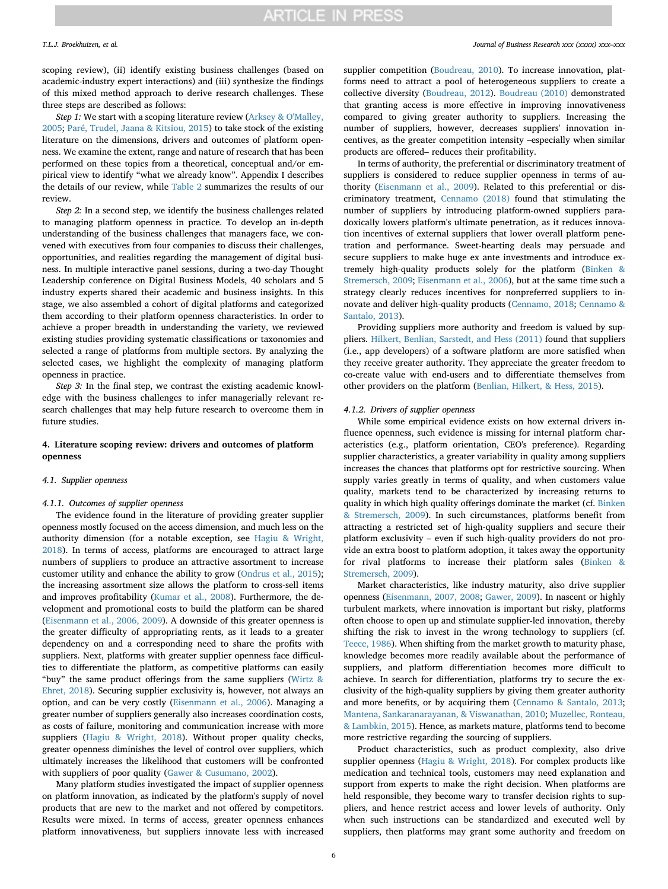scoping review), (ii) identify existing business challenges (based on academic-industry expert interactions) and (iii) synthesize the findings of this mixed method approach to derive research challenges. These three steps are described as follows:

*Step 1:* We start with a scoping literature review (Arksey & O'Malley, 2005; Paré, Trudel, Jaana & Kitsiou, 2015) to take stock of the existing literature on the dimensions, drivers and outcomes of platform openness. We examine the extent, range and nature of research that has been performed on these topics from a theoretical, conceptual and/or empirical view to identify "what we already know". Appendix I describes the details of our review, while Table 2 summarizes the results of our review.

*Step 2:* In a second step, we identify the business challenges related to managing platform openness in practice. To develop an in-depth understanding of the business challenges that managers face, we convened with executives from four companies to discuss their challenges, opportunities, and realities regarding the management of digital business. In multiple interactive panel sessions, during a two-day Thought Leadership conference on Digital Business Models, 40 scholars and 5 industry experts shared their academic and business insights. In this stage, we also assembled a cohort of digital platforms and categorized them according to their platform openness characteristics. In order to achieve a proper breadth in understanding the variety, we reviewed existing studies providing systematic classifications or taxonomies and selected a range of platforms from multiple sectors. By analyzing the selected cases, we highlight the complexity of managing platform openness in practice.

*Step 3:* In the final step, we contrast the existing academic knowledge with the business challenges to infer managerially relevant research challenges that may help future research to overcome them in future studies.

## 4. Literature scoping review: drivers and outcomes of platform openness

### 4.1. Supplier openness

#### 4.1.1. Outcomes of supplier openness

The evidence found in the literature of providing greater supplier openness mostly focused on the access dimension, and much less on the authority dimension (for a notable exception, see Hagiu & Wright, 2018). In terms of access, platforms are encouraged to attract large numbers of suppliers to produce an attractive assortment to increase customer utility and enhance the ability to grow (Ondrus et al., 2015); the increasing assortment size allows the platform to cross-sell items and improves profitability (Kumar et al., 2008). Furthermore, the development and promotional costs to build the platform can be shared (Eisenmann et al., 2006, 2009). A downside of this greater openness is the greater difficulty of appropriating rents, as it leads to a greater dependency on and a corresponding need to share the profits with suppliers. Next, platforms with greater supplier openness face difficulties to differentiate the platform, as competitive platforms can easily "buy" the same product offerings from the same suppliers (Wirtz & Ehret, 2018). Securing supplier exclusivity is, however, not always an option, and can be very costly (Eisenmann et al., 2006). Managing a greater number of suppliers generally also increases coordination costs, as costs of failure, monitoring and communication increase with more suppliers (Hagiu & Wright, 2018). Without proper quality checks, greater openness diminishes the level of control over suppliers, which ultimately increases the likelihood that customers will be confronted with suppliers of poor quality (Gawer & Cusumano, 2002).

Many platform studies investigated the impact of supplier openness on platform innovation, as indicated by the platform's supply of novel products that are new to the market and not offered by competitors. Results were mixed. In terms of access, greater openness enhances platform innovativeness, but suppliers innovate less with increased supplier competition (Boudreau, 2010). To increase innovation, platforms need to attract a pool of heterogeneous suppliers to create a collective diversity (Boudreau, 2012). Boudreau (2010) demonstrated that granting access is more effective in improving innovativeness compared to giving greater authority to suppliers. Increasing the number of suppliers, however, decreases suppliers' innovation incentives, as the greater competition intensity –especially when similar products are offered– reduces their profitability.

In terms of authority, the preferential or discriminatory treatment of suppliers is considered to reduce supplier openness in terms of authority (Eisenmann et al., 2009). Related to this preferential or discriminatory treatment, Cennamo (2018) found that stimulating the number of suppliers by introducing platform-owned suppliers paradoxically lowers platform's ultimate penetration, as it reduces innovation incentives of external suppliers that lower overall platform penetration and performance. Sweet-hearting deals may persuade and secure suppliers to make huge ex ante investments and introduce extremely high-quality products solely for the platform (Binken & Stremersch, 2009; Eisenmann et al., 2006), but at the same time such a strategy clearly reduces incentives for nonpreferred suppliers to innovate and deliver high-quality products (Cennamo, 2018; Cennamo & Santalo, 2013).

Providing suppliers more authority and freedom is valued by suppliers. Hilkert, Benlian, Sarstedt, and Hess (2011) found that suppliers (i.e., app developers) of a software platform are more satisfied when they receive greater authority. They appreciate the greater freedom to co-create value with end-users and to differentiate themselves from other providers on the platform (Benlian, Hilkert, & Hess, 2015).

#### 4.1.2. Drivers of supplier openness

While some empirical evidence exists on how external drivers influence openness, such evidence is missing for internal platform characteristics (e.g., platform orientation, CEO's preference). Regarding supplier characteristics, a greater variability in quality among suppliers increases the chances that platforms opt for restrictive sourcing. When supply varies greatly in terms of quality, and when customers value quality, markets tend to be characterized by increasing returns to quality in which high quality offerings dominate the market (cf. Binken & Stremersch, 2009). In such circumstances, platforms benefit from attracting a restricted set of high-quality suppliers and secure their platform exclusivity – even if such high-quality providers do not provide an extra boost to platform adoption, it takes away the opportunity for rival platforms to increase their platform sales (Binken & Stremersch, 2009).

Market characteristics, like industry maturity, also drive supplier openness (Eisenmann, 2007, 2008; Gawer, 2009). In nascent or highly turbulent markets, where innovation is important but risky, platforms often choose to open up and stimulate supplier-led innovation, thereby shifting the risk to invest in the wrong technology to suppliers (cf. Teece, 1986). When shifting from the market growth to maturity phase, knowledge becomes more readily available about the performance of suppliers, and platform differentiation becomes more difficult to achieve. In search for differentiation, platforms try to secure the exclusivity of the high-quality suppliers by giving them greater authority and more benefits, or by acquiring them (Cennamo & Santalo, 2013; Mantena, Sankaranarayanan, & Viswanathan, 2010; Muzellec, Ronteau, & Lambkin, 2015). Hence, as markets mature, platforms tend to become more restrictive regarding the sourcing of suppliers.

Product characteristics, such as product complexity, also drive supplier openness (Hagiu & Wright, 2018). For complex products like medication and technical tools, customers may need explanation and support from experts to make the right decision. When platforms are held responsible, they become wary to transfer decision rights to suppliers, and hence restrict access and lower levels of authority. Only when such instructions can be standardized and executed well by suppliers, then platforms may grant some authority and freedom on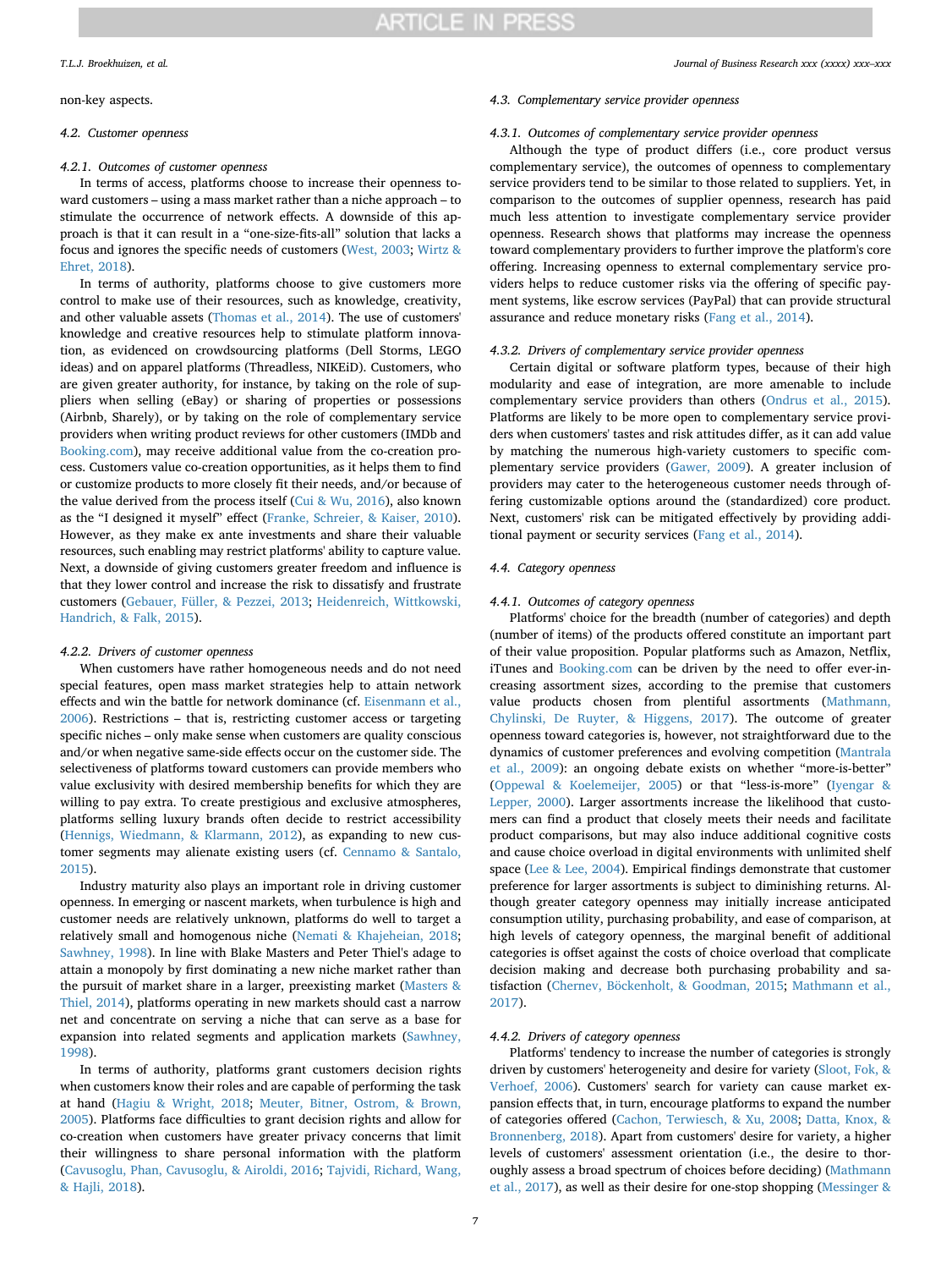non-key aspects.

### 4.2. Customer openness

#### 4.2.1. Outcomes of customer openness

In terms of access, platforms choose to increase their openness toward customers – using a mass market rather than a niche approach – to stimulate the occurrence of network effects. A downside of this approach is that it can result in a "one-size-fits-all" solution that lacks a focus and ignores the specific needs of customers (West, 2003; Wirtz & Ehret, 2018).

In terms of authority, platforms choose to give customers more control to make use of their resources, such as knowledge, creativity, and other valuable assets (Thomas et al., 2014). The use of customers' knowledge and creative resources help to stimulate platform innovation, as evidenced on crowdsourcing platforms (Dell Storms, LEGO ideas) and on apparel platforms (Threadless, NIKEiD). Customers, who are given greater authority, for instance, by taking on the role of suppliers when selling (eBay) or sharing of properties or possessions (Airbnb, Sharely), or by taking on the role of complementary service providers when writing product reviews for other customers (IMDb and Booking.com), may receive additional value from the co-creation process. Customers value co-creation opportunities, as it helps them to find or customize products to more closely fit their needs, and/or because of the value derived from the process itself (Cui & Wu, 2016), also known as the "I designed it myself" effect (Franke, Schreier, & Kaiser, 2010). However, as they make ex ante investments and share their valuable resources, such enabling may restrict platforms' ability to capture value. Next, a downside of giving customers greater freedom and influence is that they lower control and increase the risk to dissatisfy and frustrate customers (Gebauer, Füller, & Pezzei, 2013; Heidenreich, Wittkowski, Handrich, & Falk, 2015).

#### 4.2.2. Drivers of customer openness

When customers have rather homogeneous needs and do not need special features, open mass market strategies help to attain network effects and win the battle for network dominance (cf. Eisenmann et al., 2006). Restrictions – that is, restricting customer access or targeting specific niches – only make sense when customers are quality conscious and/or when negative same-side effects occur on the customer side. The selectiveness of platforms toward customers can provide members who value exclusivity with desired membership benefits for which they are willing to pay extra. To create prestigious and exclusive atmospheres, platforms selling luxury brands often decide to restrict accessibility (Hennigs, Wiedmann, & Klarmann, 2012), as expanding to new customer segments may alienate existing users (cf. Cennamo & Santalo, 2015).

Industry maturity also plays an important role in driving customer openness. In emerging or nascent markets, when turbulence is high and customer needs are relatively unknown, platforms do well to target a relatively small and homogenous niche (Nemati & Khajeheian, 2018; Sawhney, 1998). In line with Blake Masters and Peter Thiel's adage to attain a monopoly by first dominating a new niche market rather than the pursuit of market share in a larger, preexisting market (Masters & Thiel, 2014), platforms operating in new markets should cast a narrow net and concentrate on serving a niche that can serve as a base for expansion into related segments and application markets (Sawhney, 1998).

In terms of authority, platforms grant customers decision rights when customers know their roles and are capable of performing the task at hand (Hagiu & Wright, 2018; Meuter, Bitner, Ostrom, & Brown, 2005). Platforms face difficulties to grant decision rights and allow for co-creation when customers have greater privacy concerns that limit their willingness to share personal information with the platform (Cavusoglu, Phan, Cavusoglu, & Airoldi, 2016; Tajvidi, Richard, Wang, & Hajli, 2018).

### 4.3. Complementary service provider openness

#### 4.3.1. Outcomes of complementary service provider openness

Although the type of product differs (i.e., core product versus complementary service), the outcomes of openness to complementary service providers tend to be similar to those related to suppliers. Yet, in comparison to the outcomes of supplier openness, research has paid much less attention to investigate complementary service provider openness. Research shows that platforms may increase the openness toward complementary providers to further improve the platform's core offering. Increasing openness to external complementary service providers helps to reduce customer risks via the offering of specific payment systems, like escrow services (PayPal) that can provide structural assurance and reduce monetary risks (Fang et al., 2014).

#### 4.3.2. Drivers of complementary service provider openness

Certain digital or software platform types, because of their high modularity and ease of integration, are more amenable to include complementary service providers than others (Ondrus et al., 2015). Platforms are likely to be more open to complementary service providers when customers' tastes and risk attitudes differ, as it can add value by matching the numerous high-variety customers to specific complementary service providers (Gawer, 2009). A greater inclusion of providers may cater to the heterogeneous customer needs through offering customizable options around the (standardized) core product. Next, customers' risk can be mitigated effectively by providing additional payment or security services (Fang et al., 2014).

### 4.4. Category openness

#### 4.4.1. Outcomes of category openness

Platforms' choice for the breadth (number of categories) and depth (number of items) of the products offered constitute an important part of their value proposition. Popular platforms such as Amazon, Netflix, iTunes and Booking.com can be driven by the need to offer ever-increasing assortment sizes, according to the premise that customers value products chosen from plentiful assortments (Mathmann, Chylinski, De Ruyter, & Higgens, 2017). The outcome of greater openness toward categories is, however, not straightforward due to the dynamics of customer preferences and evolving competition (Mantrala et al., 2009): an ongoing debate exists on whether "more-is-better" (Oppewal & Koelemeijer, 2005) or that "less-is-more" (Iyengar & Lepper, 2000). Larger assortments increase the likelihood that customers can find a product that closely meets their needs and facilitate product comparisons, but may also induce additional cognitive costs and cause choice overload in digital environments with unlimited shelf space (Lee & Lee, 2004). Empirical findings demonstrate that customer preference for larger assortments is subject to diminishing returns. Although greater category openness may initially increase anticipated consumption utility, purchasing probability, and ease of comparison, at high levels of category openness, the marginal benefit of additional categories is offset against the costs of choice overload that complicate decision making and decrease both purchasing probability and satisfaction (Chernev, Böckenholt, & Goodman, 2015; Mathmann et al., 2017).

#### 4.4.2. Drivers of category openness

Platforms' tendency to increase the number of categories is strongly driven by customers' heterogeneity and desire for variety (Sloot, Fok, & Verhoef, 2006). Customers' search for variety can cause market expansion effects that, in turn, encourage platforms to expand the number of categories offered (Cachon, Terwiesch, & Xu, 2008; Datta, Knox, & Bronnenberg, 2018). Apart from customers' desire for variety, a higher levels of customers' assessment orientation (i.e., the desire to thoroughly assess a broad spectrum of choices before deciding) (Mathmann et al., 2017), as well as their desire for one-stop shopping (Messinger &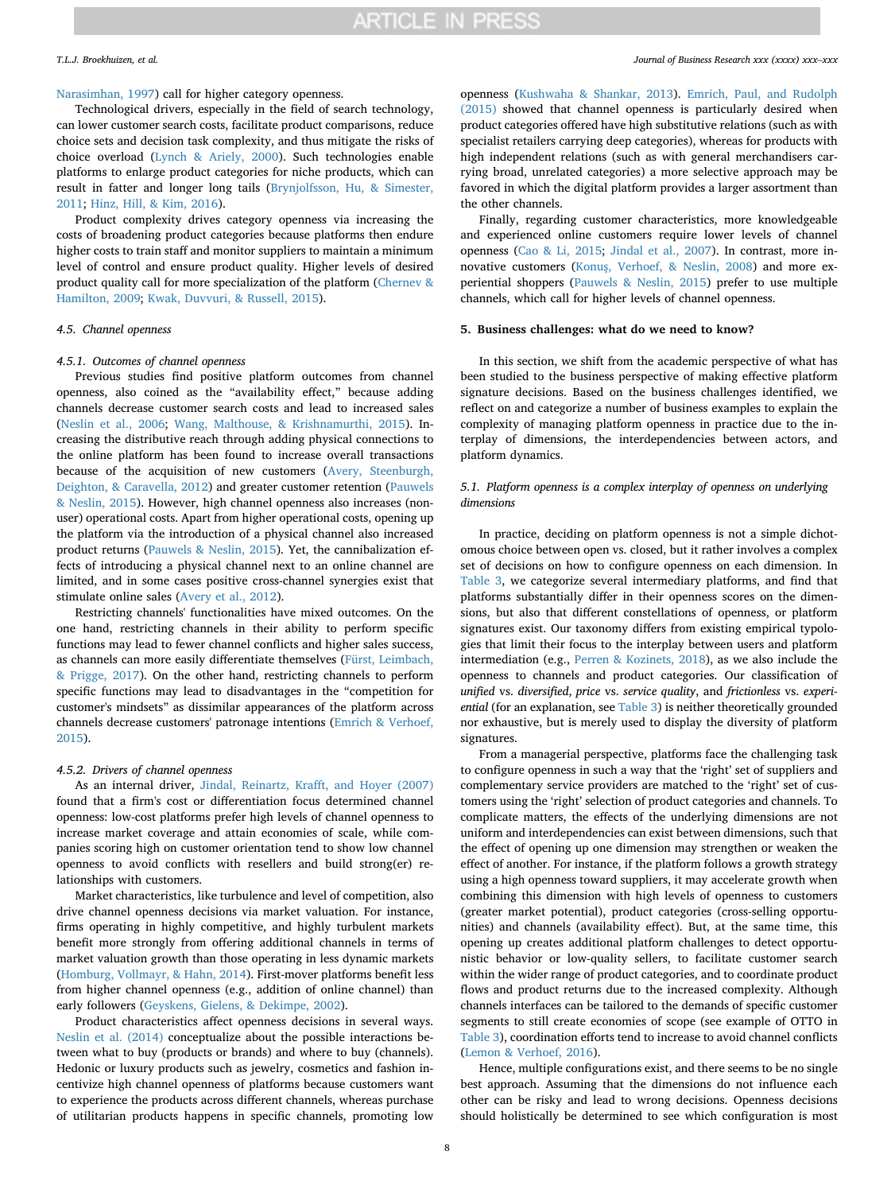Narasimhan, 1997) call for higher category openness.

Technological drivers, especially in the field of search technology, can lower customer search costs, facilitate product comparisons, reduce choice sets and decision task complexity, and thus mitigate the risks of choice overload (Lynch & Ariely, 2000). Such technologies enable platforms to enlarge product categories for niche products, which can result in fatter and longer long tails (Brynjolfsson, Hu, & Simester, 2011; Hinz, Hill, & Kim, 2016).

Product complexity drives category openness via increasing the costs of broadening product categories because platforms then endure higher costs to train staff and monitor suppliers to maintain a minimum level of control and ensure product quality. Higher levels of desired product quality call for more specialization of the platform (Chernev & Hamilton, 2009; Kwak, Duvvuri, & Russell, 2015).

### 4.5. Channel openness

#### 4.5.1. Outcomes of channel openness

Previous studies find positive platform outcomes from channel openness, also coined as the "availability effect," because adding channels decrease customer search costs and lead to increased sales (Neslin et al., 2006; Wang, Malthouse, & Krishnamurthi, 2015). Increasing the distributive reach through adding physical connections to the online platform has been found to increase overall transactions because of the acquisition of new customers (Avery, Steenburgh, Deighton, & Caravella, 2012) and greater customer retention (Pauwels & Neslin, 2015). However, high channel openness also increases (non-user) operational costs. Apart from higher operational costs, opening up the platform via the introduction of a physical channel also increased product returns (Pauwels & Neslin, 2015). Yet, the cannibalization effects of introducing a physical channel next to an online channel are limited, and in some cases positive cross-channel synergies exist that stimulate online sales (Avery et al., 2012).

Restricting channels' functionalities have mixed outcomes. On the one hand, restricting channels in their ability to perform specific functions may lead to fewer channel conflicts and higher sales success, as channels can more easily differentiate themselves (Fürst, Leimbach, & Prigge, 2017). On the other hand, restricting channels to perform specific functions may lead to disadvantages in the "competition for customer's mindsets" as dissimilar appearances of the platform across channels decrease customers' patronage intentions (Emrich & Verhoef, 2015).

#### 4.5.2. Drivers of channel openness

As an internal driver, Jindal, Reinartz, Krafft, and Hoyer (2007) found that a firm's cost or differentiation focus determined channel openness: low-cost platforms prefer high levels of channel openness to increase market coverage and attain economies of scale, while companies scoring high on customer orientation tend to show low channel openness to avoid conflicts with resellers and build strong(er) relationships with customers.

Market characteristics, like turbulence and level of competition, also drive channel openness decisions via market valuation. For instance, firms operating in highly competitive, and highly turbulent markets benefit more strongly from offering additional channels in terms of market valuation growth than those operating in less dynamic markets (Homburg, Vollmayr, & Hahn, 2014). First-mover platforms benefit less from higher channel openness (e.g., addition of online channel) than early followers (Geyskens, Gielens, & Dekimpe, 2002).

Product characteristics affect openness decisions in several ways. Neslin et al. (2014) conceptualize about the possible interactions between what to buy (products or brands) and where to buy (channels). Hedonic or luxury products such as jewelry, cosmetics and fashion incentivize high channel openness of platforms because customers want to experience the products across different channels, whereas purchase of utilitarian products happens in specific channels, promoting low openness (Kushwaha & Shankar, 2013). Emrich, Paul, and Rudolph (2015) showed that channel openness is particularly desired when product categories offered have high substitutive relations (such as with specialist retailers carrying deep categories), whereas for products with high independent relations (such as with general merchandisers carrying broad, unrelated categories) a more selective approach may be favored in which the digital platform provides a larger assortment than the other channels.

Finally, regarding customer characteristics, more knowledgeable and experienced online customers require lower levels of channel openness (Cao & Li, 2015; Jindal et al., 2007). In contrast, more innovative customers (Konuş, Verhoef, & Neslin, 2008) and more experiential shoppers (Pauwels & Neslin, 2015) prefer to use multiple channels, which call for higher levels of channel openness.

## 5. Business challenges: what do we need to know?

In this section, we shift from the academic perspective of what has been studied to the business perspective of making effective platform signature decisions. Based on the business challenges identified, we reflect on and categorize a number of business examples to explain the complexity of managing platform openness in practice due to the interplay of dimensions, the interdependencies between actors, and platform dynamics.

### 5.1. Platform openness is a complex interplay of openness on underlying dimensions

In practice, deciding on platform openness is not a simple dichotomous choice between open vs. closed, but it rather involves a complex set of decisions on how to configure openness on each dimension. In Table 3, we categorize several intermediary platforms, and find that platforms substantially differ in their openness scores on the dimensions, but also that different constellations of openness, or platform signatures exist. Our taxonomy differs from existing empirical typologies that limit their focus to the interplay between users and platform intermediation (e.g., Perren & Kozinets, 2018), as we also include the openness to channels and product categories. Our classification of *unified* vs. *diversified*, *price* vs. *service quality*, and *frictionless* vs. *experiential* (for an explanation, see Table 3) is neither theoretically grounded nor exhaustive, but is merely used to display the diversity of platform signatures.

From a managerial perspective, platforms face the challenging task to configure openness in such a way that the 'right' set of suppliers and complementary service providers are matched to the 'right' set of customers using the 'right' selection of product categories and channels. To complicate matters, the effects of the underlying dimensions are not uniform and interdependencies can exist between dimensions, such that the effect of opening up one dimension may strengthen or weaken the effect of another. For instance, if the platform follows a growth strategy using a high openness toward suppliers, it may accelerate growth when combining this dimension with high levels of openness to customers (greater market potential), product categories (cross-selling opportunities) and channels (availability effect). But, at the same time, this opening up creates additional platform challenges to detect opportunistic behavior or low-quality sellers, to facilitate customer search within the wider range of product categories, and to coordinate product flows and product returns due to the increased complexity. Although channels interfaces can be tailored to the demands of specific customer segments to still create economies of scope (see example of OTTO in Table 3), coordination efforts tend to increase to avoid channel conflicts (Lemon & Verhoef, 2016).

Hence, multiple configurations exist, and there seems to be no single best approach. Assuming that the dimensions do not influence each other can be risky and lead to wrong decisions. Openness decisions should holistically be determined to see which configuration is most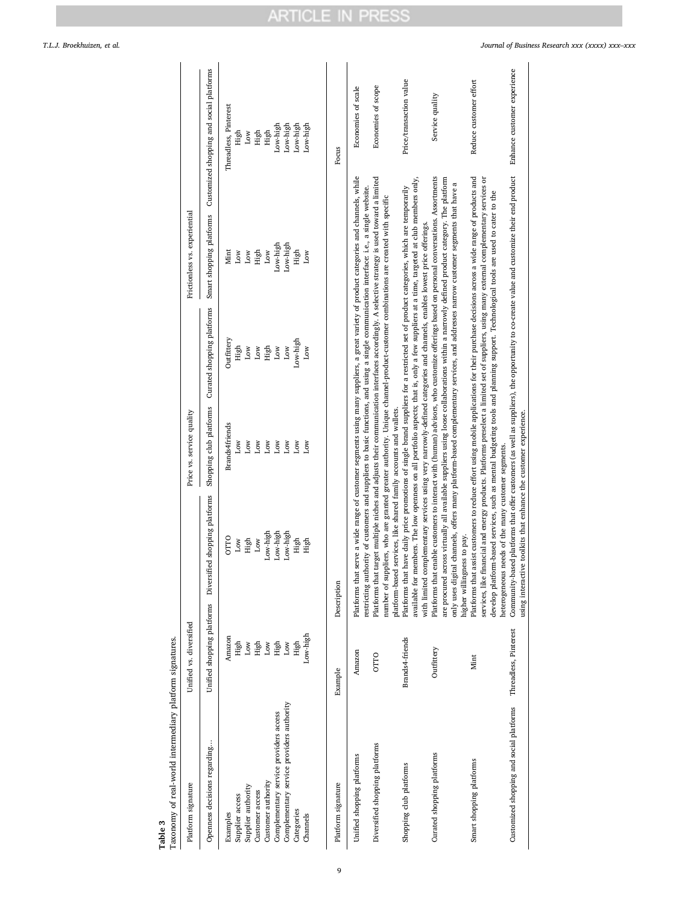**Table 3**
Taxonomy of real-world intermediary platform signatures.

| Platform signature | Unified vs. diversified | | Price vs. service quality | | Frictionless vs. experiential | |
|---|---|---|---|---|---|---|
| Openness decisions regarding… | Unified shopping platforms | Diversified shopping platforms | Shopping club platforms | Curated shopping platforms | Smart shopping platforms | Customized shopping and social platforms |
| Examples | Amazon | OTTO | Brands4friends | Outfittery | Mint | Threadless, Pinterest |
| Supplier access | High | Low | Low | High | Low | High |
| Supplier authority | Low | High | Low | Low | Low | Low |
| Customer access | High | Low | Low | Low | High | High |
| Customer authority | Low | Low-high | Low | High | Low | High |
| Complementary service providers access | High | Low-high | Low | Low | Low-high | Low-high |
| Complementary service providers authority | Low | Low-high | Low | Low | Low-high | Low-high |
| Categories | High | High | Low | Low-high | High | Low-high |
| Channels | Low-high | High | Low | Low | Low | Low-high |

| Platform signature | Example | Description | Focus |
|---|---|---|---|
| Unified shopping platforms | Amazon | Platforms that serve a wide range of customer segments using many suppliers, a great variety of product categories and channels, while restricting authority of customers and suppliers to basic functions, and using a single communication interface: i.e., a single website. | Economies of scale |
| Diversified shopping platforms | OTTO | Platforms that target multiple niches and adjusts their communication interfaces accordingly. A selective strategy is used toward a limited number of suppliers, who are granted greater authority. Unique channel-product-customer combinations are created with specific platform-based services, like shared family accounts and wallets. | Economies of scope |
| Shopping club platforms | Brands4-friends | Platforms that have daily price promotions of single brand suppliers for a restricted set of product categories, which are temporarily available for members. The low openness on all portfolio aspects; that is, only a few suppliers at a time, targeted at club members only, with limited complementary services using very narrowly-defined categories and channels, enables lowest price offerings. | Price/transaction value |
| Curated shopping platforms | Outfittery | Platforms that enable customers to interact with (human) advisors, who customize offerings based on personal conversations. Assortments are procured across virtually all available suppliers using loose collaborations within a narrowly defined product category. The platform only uses digital channels, offers many platform-based complementary services, and addresses narrow customer segments that have a higher willingness to pay. | Service quality |
| Smart shopping platforms | Mint | Platforms that assist customers to reduce effort using mobile applications for their purchase decisions across a wide range of products and services, like financial and energy products. Platforms preselect a limited set of suppliers, using many external complementary services or develop platform-based services, such as mental budgeting tools and planning support. Technological tools are used to cater to the heterogeneous needs of the many customer segments. | Reduce customer effort |
| Customized shopping and social platforms | Threadless, Pinterest | Community-based platforms that offer customers (as well as suppliers), the opportunity to co-create value and customize their end product using interactive toolkits that enhance the customer experience. | Enhance customer experience |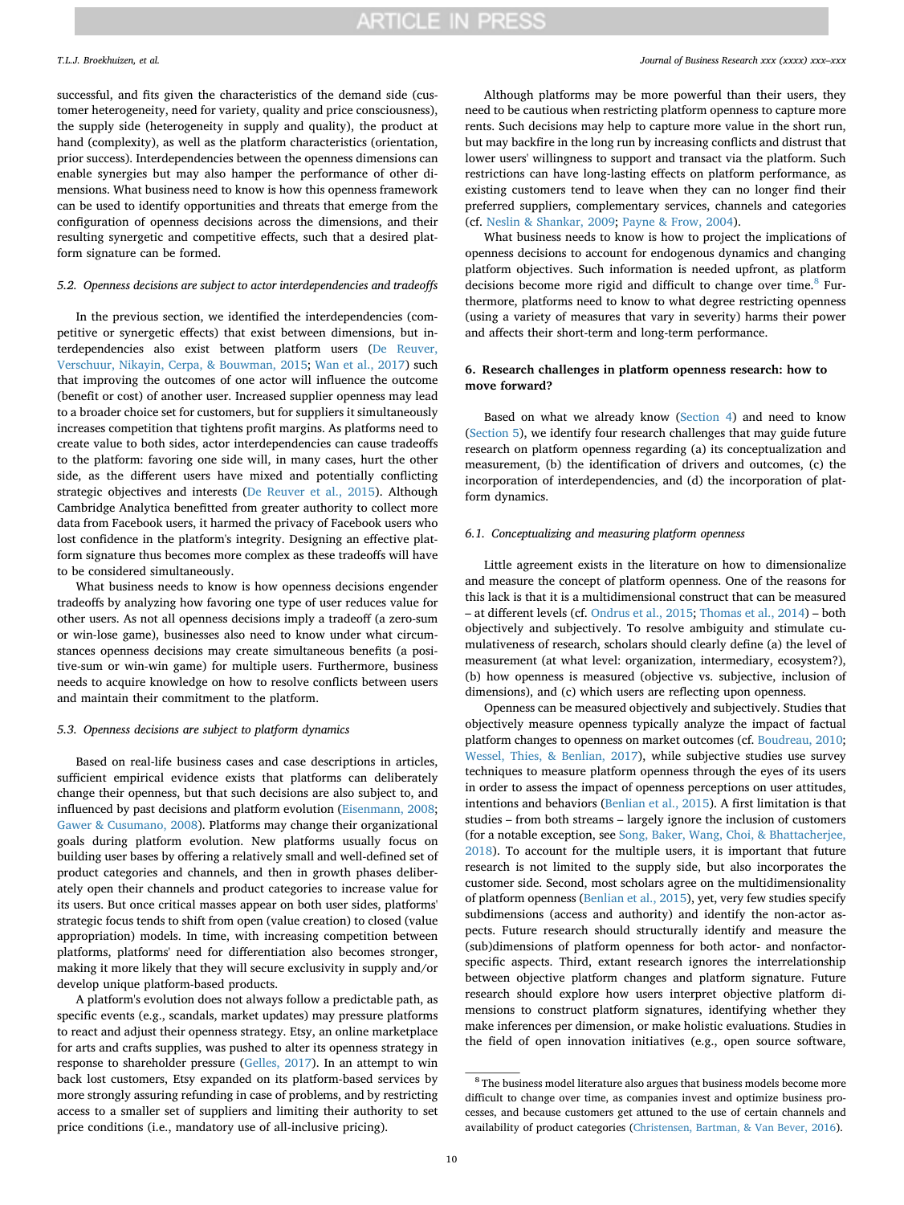successful, and fits given the characteristics of the demand side (customer heterogeneity, need for variety, quality and price consciousness), the supply side (heterogeneity in supply and quality), the product at hand (complexity), as well as the platform characteristics (orientation, prior success). Interdependencies between the openness dimensions can enable synergies but may also hamper the performance of other dimensions. What business need to know is how this openness framework can be used to identify opportunities and threats that emerge from the configuration of openness decisions across the dimensions, and their resulting synergetic and competitive effects, such that a desired platform signature can be formed.

### 5.2. Openness decisions are subject to actor interdependencies and tradeoffs

In the previous section, we identified the interdependencies (competitive or synergetic effects) that exist between dimensions, but interdependencies also exist between platform users (De Reuver, Verschuur, Nikayin, Cerpa, & Bouwman, 2015; Wan et al., 2017) such that improving the outcomes of one actor will influence the outcome (benefit or cost) of another user. Increased supplier openness may lead to a broader choice set for customers, but for suppliers it simultaneously increases competition that tightens profit margins. As platforms need to create value to both sides, actor interdependencies can cause tradeoffs to the platform: favoring one side will, in many cases, hurt the other side, as the different users have mixed and potentially conflicting strategic objectives and interests (De Reuver et al., 2015). Although Cambridge Analytica benefitted from greater authority to collect more data from Facebook users, it harmed the privacy of Facebook users who lost confidence in the platform's integrity. Designing an effective platform signature thus becomes more complex as these tradeoffs will have to be considered simultaneously.

What business needs to know is how openness decisions engender tradeoffs by analyzing how favoring one type of user reduces value for other users. As not all openness decisions imply a tradeoff (a zero-sum or win-lose game), businesses also need to know under what circumstances openness decisions may create simultaneous benefits (a positive-sum or win-win game) for multiple users. Furthermore, business needs to acquire knowledge on how to resolve conflicts between users and maintain their commitment to the platform.

### 5.3. Openness decisions are subject to platform dynamics

Based on real-life business cases and case descriptions in articles, sufficient empirical evidence exists that platforms can deliberately change their openness, but that such decisions are also subject to, and influenced by past decisions and platform evolution (Eisenmann, 2008; Gawer & Cusumano, 2008). Platforms may change their organizational goals during platform evolution. New platforms usually focus on building user bases by offering a relatively small and well-defined set of product categories and channels, and then in growth phases deliberately open their channels and product categories to increase value for its users. But once critical masses appear on both user sides, platforms' strategic focus tends to shift from open (value creation) to closed (value appropriation) models. In time, with increasing competition between platforms, platforms' need for differentiation also becomes stronger, making it more likely that they will secure exclusivity in supply and/or develop unique platform-based products.

A platform's evolution does not always follow a predictable path, as specific events (e.g., scandals, market updates) may pressure platforms to react and adjust their openness strategy. Etsy, an online marketplace for arts and crafts supplies, was pushed to alter its openness strategy in response to shareholder pressure (Gelles, 2017). In an attempt to win back lost customers, Etsy expanded on its platform-based services by more strongly assuring refunding in case of problems, and by restricting access to a smaller set of suppliers and limiting their authority to set price conditions (i.e., mandatory use of all-inclusive pricing).

Although platforms may be more powerful than their users, they need to be cautious when restricting platform openness to capture more rents. Such decisions may help to capture more value in the short run, but may backfire in the long run by increasing conflicts and distrust that lower users' willingness to support and transact via the platform. Such restrictions can have long-lasting effects on platform performance, as existing customers tend to leave when they can no longer find their preferred suppliers, complementary services, channels and categories (cf. Neslin & Shankar, 2009; Payne & Frow, 2004).

What business needs to know is how to project the implications of openness decisions to account for endogenous dynamics and changing platform objectives. Such information is needed upfront, as platform decisions become more rigid and difficult to change over time.[8] Furthermore, platforms need to know to what degree restricting openness (using a variety of measures that vary in severity) harms their power and affects their short-term and long-term performance.

## 6. Research challenges in platform openness research: how to move forward?

Based on what we already know (Section 4) and need to know (Section 5), we identify four research challenges that may guide future research on platform openness regarding (a) its conceptualization and measurement, (b) the identification of drivers and outcomes, (c) the incorporation of interdependencies, and (d) the incorporation of platform dynamics.

### 6.1. Conceptualizing and measuring platform openness

Little agreement exists in the literature on how to dimensionalize and measure the concept of platform openness. One of the reasons for this lack is that it is a multidimensional construct that can be measured – at different levels (cf. Ondrus et al., 2015; Thomas et al., 2014) – both objectively and subjectively. To resolve ambiguity and stimulate cumulativeness of research, scholars should clearly define (a) the level of measurement (at what level: organization, intermediary, ecosystem?), (b) how openness is measured (objective vs. subjective, inclusion of dimensions), and (c) which users are reflecting upon openness.

Openness can be measured objectively and subjectively. Studies that objectively measure openness typically analyze the impact of factual platform changes to openness on market outcomes (cf. Boudreau, 2010; Wessel, Thies, & Benlian, 2017), while subjective studies use survey techniques to measure platform openness through the eyes of its users in order to assess the impact of openness perceptions on user attitudes, intentions and behaviors (Benlian et al., 2015). A first limitation is that studies – from both streams – largely ignore the inclusion of customers (for a notable exception, see Song, Baker, Wang, Choi, & Bhattacherjee, 2018). To account for the multiple users, it is important that future research is not limited to the supply side, but also incorporates the customer side. Second, most scholars agree on the multidimensionality of platform openness (Benlian et al., 2015), yet, very few studies specify subdimensions (access and authority) and identify the non-actor aspects. Future research should structurally identify and measure the (sub)dimensions of platform openness for both actor- and nonfactor-specific aspects. Third, extant research ignores the interrelationship between objective platform changes and platform signature. Future research should explore how users interpret objective platform dimensions to construct platform signatures, identifying whether they make inferences per dimension, or make holistic evaluations. Studies in the field of open innovation initiatives (e.g., open source software,

[8] The business model literature also argues that business models become more difficult to change over time, as companies invest and optimize business processes, and because customers get attuned to the use of certain channels and availability of product categories (Christensen, Bartman, & Van Bever, 2016).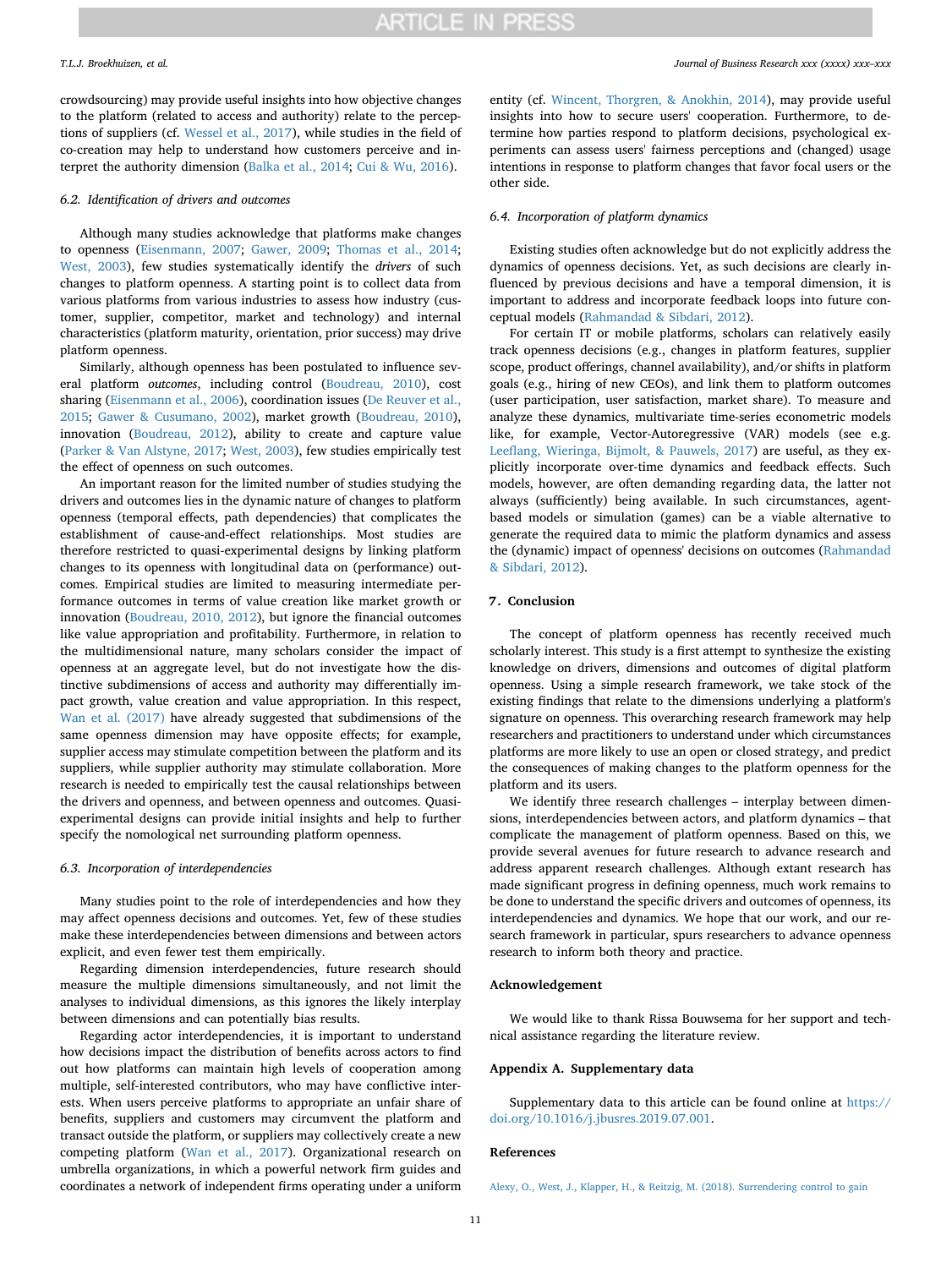crowdsourcing) may provide useful insights into how objective changes to the platform (related to access and authority) relate to the perceptions of suppliers (cf. Wessel et al., 2017), while studies in the field of co-creation may help to understand how customers perceive and interpret the authority dimension (Balka et al., 2014; Cui & Wu, 2016).

### 6.2. Identification of drivers and outcomes

Although many studies acknowledge that platforms make changes to openness (Eisenmann, 2007; Gawer, 2009; Thomas et al., 2014; West, 2003), few studies systematically identify the *drivers* of such changes to platform openness. A starting point is to collect data from various platforms from various industries to assess how industry (customer, supplier, competitor, market and technology) and internal characteristics (platform maturity, orientation, prior success) may drive platform openness.

Similarly, although openness has been postulated to influence several platform *outcomes*, including control (Boudreau, 2010), cost sharing (Eisenmann et al., 2006), coordination issues (De Reuver et al., 2015; Gawer & Cusumano, 2002), market growth (Boudreau, 2010), innovation (Boudreau, 2012), ability to create and capture value (Parker & Van Alstyne, 2017; West, 2003), few studies empirically test the effect of openness on such outcomes.

An important reason for the limited number of studies studying the drivers and outcomes lies in the dynamic nature of changes to platform openness (temporal effects, path dependencies) that complicates the establishment of cause-and-effect relationships. Most studies are therefore restricted to quasi-experimental designs by linking platform changes to its openness with longitudinal data on (performance) outcomes. Empirical studies are limited to measuring intermediate performance outcomes in terms of value creation like market growth or innovation (Boudreau, 2010, 2012), but ignore the financial outcomes like value appropriation and profitability. Furthermore, in relation to the multidimensional nature, many scholars consider the impact of openness at an aggregate level, but do not investigate how the distinctive subdimensions of access and authority may differentially impact growth, value creation and value appropriation. In this respect, Wan et al. (2017) have already suggested that subdimensions of the same openness dimension may have opposite effects; for example, supplier access may stimulate competition between the platform and its suppliers, while supplier authority may stimulate collaboration. More research is needed to empirically test the causal relationships between the drivers and openness, and between openness and outcomes. Quasi-experimental designs can provide initial insights and help to further specify the nomological net surrounding platform openness.

### 6.3. Incorporation of interdependencies

Many studies point to the role of interdependencies and how they may affect openness decisions and outcomes. Yet, few of these studies make these interdependencies between dimensions and between actors explicit, and even fewer test them empirically.

Regarding dimension interdependencies, future research should measure the multiple dimensions simultaneously, and not limit the analyses to individual dimensions, as this ignores the likely interplay between dimensions and can potentially bias results.

Regarding actor interdependencies, it is important to understand how decisions impact the distribution of benefits across actors to find out how platforms can maintain high levels of cooperation among multiple, self-interested contributors, who may have conflictive interests. When users perceive platforms to appropriate an unfair share of benefits, suppliers and customers may circumvent the platform and transact outside the platform, or suppliers may collectively create a new competing platform (Wan et al., 2017). Organizational research on umbrella organizations, in which a powerful network firm guides and coordinates a network of independent firms operating under a uniform entity (cf. Wincent, Thorgren, & Anokhin, 2014), may provide useful insights into how to secure users' cooperation. Furthermore, to determine how parties respond to platform decisions, psychological experiments can assess users' fairness perceptions and (changed) usage intentions in response to platform changes that favor focal users or the other side.

### 6.4. Incorporation of platform dynamics

Existing studies often acknowledge but do not explicitly address the dynamics of openness decisions. Yet, as such decisions are clearly influenced by previous decisions and have a temporal dimension, it is important to address and incorporate feedback loops into future conceptual models (Rahmandad & Sibdari, 2012).

For certain IT or mobile platforms, scholars can relatively easily track openness decisions (e.g., changes in platform features, supplier scope, product offerings, channel availability), and/or shifts in platform goals (e.g., hiring of new CEOs), and link them to platform outcomes (user participation, user satisfaction, market share). To measure and analyze these dynamics, multivariate time-series econometric models like, for example, Vector-Autoregressive (VAR) models (see e.g. Leeflang, Wieringa, Bijmolt, & Pauwels, 2017) are useful, as they explicitly incorporate over-time dynamics and feedback effects. Such models, however, are often demanding regarding data, the latter not always (sufficiently) being available. In such circumstances, agent-based models or simulation (games) can be a viable alternative to generate the required data to mimic the platform dynamics and assess the (dynamic) impact of openness' decisions on outcomes (Rahmandad & Sibdari, 2012).

## 7. Conclusion

The concept of platform openness has recently received much scholarly interest. This study is a first attempt to synthesize the existing knowledge on drivers, dimensions and outcomes of digital platform openness. Using a simple research framework, we take stock of the existing findings that relate to the dimensions underlying a platform's signature on openness. This overarching research framework may help researchers and practitioners to understand under which circumstances platforms are more likely to use an open or closed strategy, and predict the consequences of making changes to the platform openness for the platform and its users.

We identify three research challenges – interplay between dimensions, interdependencies between actors, and platform dynamics – that complicate the management of platform openness. Based on this, we provide several avenues for future research to advance research and address apparent research challenges. Although extant research has made significant progress in defining openness, much work remains to be done to understand the specific drivers and outcomes of openness, its interdependencies and dynamics. We hope that our work, and our research framework in particular, spurs researchers to advance openness research to inform both theory and practice.

## Acknowledgement

We would like to thank Rissa Bouwsema for her support and technical assistance regarding the literature review.

## Appendix A. Supplementary data

Supplementary data to this article can be found online at https://doi.org/10.1016/j.jbusres.2019.07.001.

## References

Alexy, O., West, J., Klapper, H., & Reitzig, M. (2018). Surrendering control to gain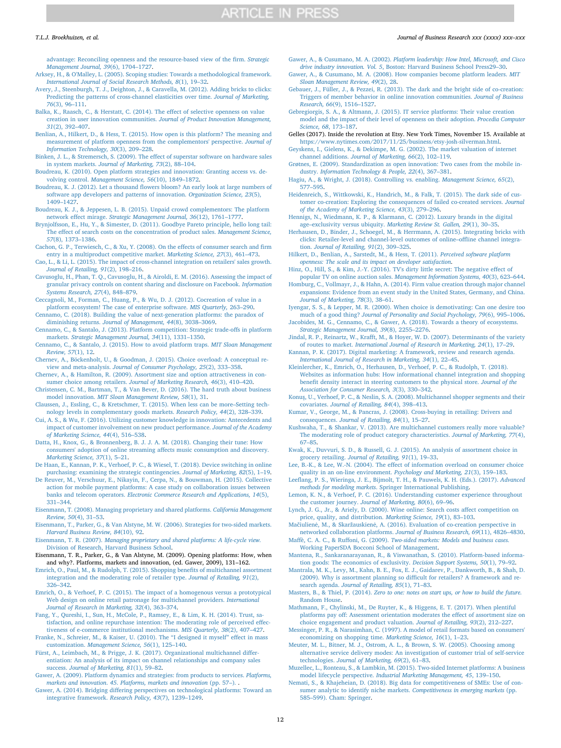advantage: Reconciling openness and the resource-based view of the firm. *Strategic Management Journal, 39*(6), 1704–1727.

Arksey, H., & O'Malley, L. (2005). Scoping studies: Towards a methodological framework. *International Journal of Social Research Methods, 8*(1), 19–32.

Avery, J., Steenburgh, T. J., Deighton, J., & Caravella, M. (2012). Adding bricks to clicks: Predicting the patterns of cross-channel elasticities over time. *Journal of Marketing, 76*(3), 96–111.

Balka, K., Raasch, C., & Herstatt, C. (2014). The effect of selective openness on value creation in user innovation communities. *Journal of Product Innovation Management, 31*(2), 392–407.

Benlian, A., Hilkert, D., & Hess, T. (2015). How open is this platform? The meaning and measurement of platform openness from the complementors' perspective. *Journal of Information Technology, 30*(3), 209–228.

Binken, J. L., & Stremersch, S. (2009). The effect of superstar software on hardware sales in system markets. *Journal of Marketing, 73*(2), 88–104.

Boudreau, K. (2010). Open platform strategies and innovation: Granting access vs. devolving control. *Management Science, 56*(10), 1849–1872.

Boudreau, K. J. (2012). Let a thousand flowers bloom? An early look at large numbers of software app developers and patterns of innovation. *Organization Science, 23*(5), 1409–1427.

Boudreau, K. J., & Jeppesen, L. B. (2015). Unpaid crowd complementors: The platform network effect mirage. *Strategic Management Journal, 36*(12), 1761–1777.

Brynjolfsson, E., Hu, Y., & Simester, D. (2011). Goodbye Pareto principle, hello long tail: The effect of search costs on the concentration of product sales. *Management Science, 57*(8), 1373–1386.

Cachon, G. P., Terwiesch, C., & Xu, Y. (2008). On the effects of consumer search and firm entry in a multiproduct competitive market. *Marketing Science, 27*(3), 461–473.

Cao, L., & Li, L. (2015). The impact of cross-channel integration on retailers' sales growth. *Journal of Retailing, 91*(2), 198–216.

Cavusoglu, H., Phan, T. Q., Cavusoglu, H., & Airoldi, E. M. (2016). Assessing the impact of granular privacy controls on content sharing and disclosure on Facebook. *Information Systems Research, 27*(4), 848–879.

Ceccagnoli, M., Forman, C., Huang, P., & Wu, D. J. (2012). Cocreation of value in a platform ecosystem! The case of enterprise software. *MIS Quarterly*, 263–290.

Cennamo, C. (2018). Building the value of next-generation platforms: the paradox of diminishing returns. *Journal of Management, 44*(8), 3038–3069.

Cennamo, C., & Santalo, J. (2013). Platform competition: Strategic trade-offs in platform markets. *Strategic Management Journal, 34*(11), 1331–1350.

Cennamo, C., & Santalo, J. (2015). How to avoid platform traps. *MIT Sloan Management Review, 57*(1), 12.

Chernev, A., Böckenholt, U., & Goodman, J. (2015). Choice overload: A conceptual review and meta-analysis. *Journal of Consumer Psychology, 25*(2), 333–358.

Chernev, A., & Hamilton, R. (2009). Assortment size and option attractiveness in consumer choice among retailers. *Journal of Marketing Research, 46*(3), 410–420.

Christensen, C. M., Bartman, T., & Van Bever, D. (2016). The hard truth about business model innovation. *MIT Sloan Management Review, 58*(1), 31.

Claussen, J., Essling, C., & Kretschmer, T. (2015). When less can be more–Setting technology levels in complementary goods markets. *Research Policy, 44*(2), 328–339.

Cui, A. S., & Wu, F. (2016). Utilizing customer knowledge in innovation: Antecedents and impact of customer involvement on new product performance. *Journal of the Academy of Marketing Science, 44*(4), 516–538.

Datta, H., Knox, G., & Bronnenberg, B. J. J. A. M. (2018). Changing their tune: How consumers' adoption of online streaming affects music consumption and discovery. *Marketing Science, 37*(1), 5–21.

De Haan, E., Kannan, P. K., Verhoef, P. C., & Wiesel, T. (2018). Device switching in online purchasing: examining the strategic contingencies. *Journal of Marketing, 82*(5), 1–19.

De Reuver, M., Verschuur, E., Nikayin, F., Cerpa, N., & Bouwman, H. (2015). Collective action for mobile payment platforms: A case study on collaboration issues between banks and telecom operators. *Electronic Commerce Research and Applications, 14*(5), 331–344.

Eisenmann, T. (2008). Managing proprietary and shared platforms. *California Management Review, 50*(4), 31–53.

Eisenmann, T., Parker, G., & Van Alstyne, M. W. (2006). Strategies for two-sided markets. *Harvard Business Review, 84*(10), 92.

Eisenmann, T. R. (2007). *Managing proprietary and shared platforms: A life-cycle view.* Division of Research, Harvard Business School.

Eisenmann, T. R., Parker, G., & Van Alstyne, M. W. (2009). Opening platforms: How, when and why?. Platforms, markets and innovation, (ed. Gawer, 2009), 131–162.

Emrich, O., Paul, M., & Rudolph, T. (2015). Shopping benefits of multichannel assortment integration and the moderating role of retailer type. *Journal of Retailing, 91*(2), 326–342.

Emrich, O., & Verhoef, P. C. (2015). The impact of a homogenous versus a prototypical Web design on online retail patronage for multichannel providers. *International Journal of Research in Marketing, 32*(4), 363–374.

Fang, Y., Qureshi, I., Sun, H., McCole, P., Ramsey, E., & Lim, K. H. (2014). Trust, satisfaction, and online repurchase intention: The moderating role of perceived effectiveness of e-commerce institutional mechanisms. *MIS Quarterly, 38*(2), 407–427.

Franke, N., Schreier, M., & Kaiser, U. (2010). The "I designed it myself" effect in mass customization. *Management Science, 56*(1), 125–140.

Fürst, A., Leimbach, M., & Prigge, J. K. (2017). Organizational multichannel differentiation: An analysis of its impact on channel relationships and company sales success. *Journal of Marketing, 81*(1), 59–82.

Gawer, A. (2009). Platform dynamics and strategies: from products to services. *Platforms, markets and innovation. 45. Platforms, markets and innovation* (pp. 57–). .

Gawer, A. (2014). Bridging differing perspectives on technological platforms: Toward an integrative framework. *Research Policy, 43*(7), 1239–1249.

Gawer, A., & Cusumano, M. A. (2002). *Platform leadership: How Intel, Microsoft, and Cisco drive industry innovation. Vol. 5*, Boston: Harvard Business School Press29–30.

Gawer, A., & Cusumano, M. A. (2008). How companies become platform leaders. *MIT Sloan Management Review, 49*(2), 28.

Gebauer, J., Füller, J., & Pezzei, R. (2013). The dark and the bright side of co-creation: Triggers of member behavior in online innovation communities. *Journal of Business Research, 66*(9), 1516–1527.

Gebregiorgis, S. A., & Altmann, J. (2015). IT service platforms: Their value creation model and the impact of their level of openness on their adoption. *Procedia Computer Science, 68*, 173–187.

Gelles (2017). Inside the revolution at Etsy. New York Times, November 15. Available at https://www.nytimes.com/2017/11/25/business/etsy-josh-silverman.html.

Geyskens, I., Gielens, K., & Dekimpe, M. G. (2002). The market valuation of internet channel additions. *Journal of Marketing, 66*(2), 102–119.

Grøtnes, E. (2009). Standardization as open innovation: Two cases from the mobile industry. *Information Technology & People, 22*(4), 367–381.

Hagiu, A., & Wright, J. (2018). Controlling vs. enabling. *Management Science, 65*(2), 577–595.

Heidenreich, S., Wittkowski, K., Handrich, M., & Falk, T. (2015). The dark side of customer co-creation: Exploring the consequences of failed co-created services. *Journal of the Academy of Marketing Science, 43*(3), 279–296.

Hennigs, N., Wiedmann, K. P., & Klarmann, C. (2012). Luxury brands in the digital age–exclusivity versus ubiquity. *Marketing Review St. Gallen, 29*(1), 30–35.

Herhausen, D., Binder, J., Schoegel, M., & Herrmann, A. (2015). Integrating bricks with clicks: Retailer-level and channel-level outcomes of online–offline channel integration. *Journal of Retailing, 91*(2), 309–325.

Hilkert, D., Benlian, A., Sarstedt, M., & Hess, T. (2011). *Perceived software platform openness: The scale and its impact on developer satisfaction*.

Hinz, O., Hill, S., & Kim, J.-Y. (2016). TV's dirty little secret: The negative effect of popular TV on online auction sales. *Management Information Systems, 40*(3), 623–644.

Homburg, C., Vollmayr, J., & Hahn, A. (2014). Firm value creation through major channel expansions: Evidence from an event study in the United States, Germany, and China. *Journal of Marketing, 78*(3), 38–61.

Iyengar, S. S., & Lepper, M. R. (2000). When choice is demotivating: Can one desire too much of a good thing? *Journal of Personality and Social Psychology, 79*(6), 995–1006.

Jacobides, M. G., Cennamo, C., & Gawer, A. (2018). Towards a theory of ecosystems. *Strategic Management Journal, 39*(8), 2255–2276.

Jindal, R. P., Reinartz, W., Krafft, M., & Hoyer, W. D. (2007). Determinants of the variety of routes to market. *International Journal of Research in Marketing, 24*(1), 17–29.

Kannan, P. K. (2017). Digital marketing: A framework, review and research agenda. *International Journal of Research in Marketing, 34*(1), 22–45.

Kleinlercher, K., Emrich, O., Herhausen, D., Verhoef, P. C., & Rudolph, T. (2018). Websites as information hubs: How informational channel integration and shopping benefit density interact in steering customers to the physical store. *Journal of the Association for Consumer Research, 3*(3), 330–342.

Konuş, U., Verhoef, P. C., & Neslin, S. A. (2008). Multichannel shopper segments and their covariates. *Journal of Retailing, 84*(4), 398–413.

Kumar, V., George, M., & Pancras, J. (2008). Cross-buying in retailing: Drivers and consequences. *Journal of Retailing, 84*(1), 15–27.

Kushwaha, T., & Shankar, V. (2013). Are multichannel customers really more valuable? The moderating role of product category characteristics. *Journal of Marketing, 77*(4), 67–85.

Kwak, K., Duvvuri, S. D., & Russell, G. J. (2015). An analysis of assortment choice in grocery retailing. *Journal of Retailing, 91*(1), 19–33.

Lee, B.-K., & Lee, W.-N. (2004). The effect of information overload on consumer choice quality in an on-line environment. *Psychology and Marketing, 21*(3), 159–183.

Leeflang, P. S., Wieringa, J. E., Bijmolt, T. H., & Pauwels, K. H. (Eds.). (2017). *Advanced methods for modeling markets*. Springer International Publishing.

Lemon, K. N., & Verhoef, P. C. (2016). Understanding customer experience throughout the customer journey. *Journal of Marketing, 80*(6), 69–96.

Lynch, J. G., Jr., & Ariely, D. (2000). Wine online: Search costs affect competition on price, quality, and distribution. *Marketing Science, 19*(1), 83–103.

Mačiulienė, M., & Skaržauskienė, A. (2016). Evaluation of co-creation perspective in networked collaboration platforms. *Journal of Business Research, 69*(11), 4826–4830.

Maffè, C. A. C., & Ruffoni, G. (2009). *Two-sided markets: Models and business cases.* Working PaperSDA Bocconi School of Management.

Mantena, R., Sankaranarayanan, R., & Viswanathan, S. (2010). Platform-based information goods: The economics of exclusivity. *Decision Support Systems, 50*(1), 79–92.

Mantrala, M. K., Levy, M., Kahn, B. E., Fox, E. J., Gaidarev, P., Dankworth, B., & Shah, D. (2009). Why is assortment planning so difficult for retailers? A framework and research agenda. *Journal of Retailing, 85*(1), 71–83.

Masters, B., & Thiel, P. (2014). *Zero to one: notes on start ups, or how to build the future.* Random House.

Mathmann, F., Chylinski, M., De Ruyter, K., & Higgens, E. T. (2017). When plentiful platforms pay off: Assessment orientation moderates the effect of assortment size on choice engagement and product valuation. *Journal of Retailing, 93*(2), 212–227.

Messinger, P. R., & Narasimhan, C. (1997). A model of retail formats based on consumers' economizing on shopping time. *Marketing Science, 16*(1), 1–23.

Meuter, M. L., Bitner, M. J., Ostrom, A. L., & Brown, S. W. (2005). Choosing among alternative service delivery modes: An investigation of customer trial of self-service technologies. *Journal of Marketing, 69*(2), 61–83.

Muzellec, L., Ronteau, S., & Lambkin, M. (2015). Two-sided Internet platforms: A business model lifecycle perspective. *Industrial Marketing Management, 45*, 139–150.

Nemati, S., & Khajeheian, D. (2018). Big data for competitiveness of SMEs: Use of consumer analytic to identify niche markets. *Competitiveness in emerging markets* (pp. 585–599). Cham: Springer.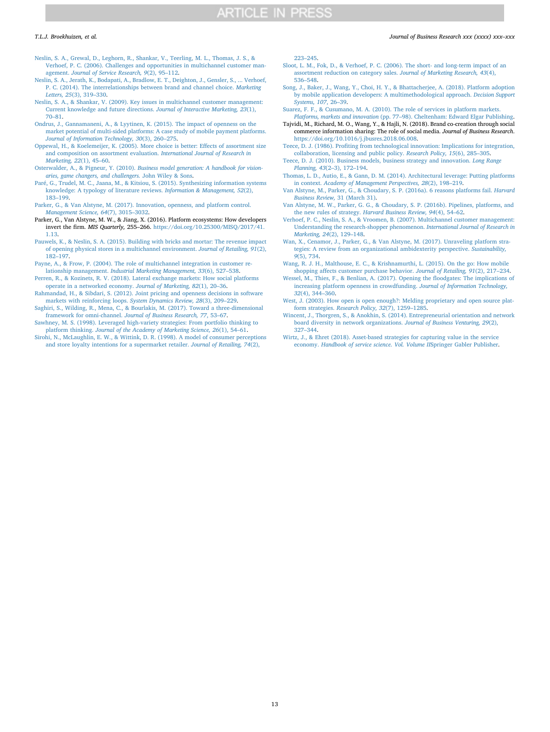Neslin, S. A., Grewal, D., Leghorn, R., Shankar, V., Teerling, M. L., Thomas, J. S., & Verhoef, P. C. (2006). Challenges and opportunities in multichannel customer management. *Journal of Service Research, 9*(2), 95–112.

Neslin, S. A., Jerath, K., Bodapati, A., Bradlow, E. T., Deighton, J., Gensler, S., ... Verhoef, P. C. (2014). The interrelationships between brand and channel choice. *Marketing Letters, 25*(3), 319–330.

Neslin, S. A., & Shankar, V. (2009). Key issues in multichannel customer management: Current knowledge and future directions. *Journal of Interactive Marketing, 23*(1), 70–81.

Ondrus, J., Gannamaneni, A., & Lyytinen, K. (2015). The impact of openness on the market potential of multi-sided platforms: A case study of mobile payment platforms. *Journal of Information Technology, 30*(3), 260–275.

Oppewal, H., & Koelemeijer, K. (2005). More choice is better: Effects of assortment size and composition on assortment evaluation. *International Journal of Research in Marketing, 22*(1), 45–60.

Osterwalder, A., & Pigneur, Y. (2010). *Business model generation: A handbook for visionaries, game changers, and challengers.* John Wiley & Sons.

Paré, G., Trudel, M. C., Jaana, M., & Kitsiou, S. (2015). Synthesizing information systems knowledge: A typology of literature reviews. *Information & Management, 52*(2), 183–199.

Parker, G., & Van Alstyne, M. (2017). Innovation, openness, and platform control. *Management Science, 64*(7), 3015–3032.

Parker, G., Van Alstyne, M. W., & Jiang, X. (2016). Platform ecosystems: How developers invert the firm. *MIS Quarterly,* 255–266. https://doi.org/10.25300/MISQ/2017/41.1.13.

Pauwels, K., & Neslin, S. A. (2015). Building with bricks and mortar: The revenue impact of opening physical stores in a multichannel environment. *Journal of Retailing, 91*(2), 182–197.

Payne, A., & Frow, P. (2004). The role of multichannel integration in customer relationship management. *Industrial Marketing Management, 33*(6), 527–538.

Perren, R., & Kozinets, R. V. (2018). Lateral exchange markets: How social platforms operate in a networked economy. *Journal of Marketing, 82*(1), 20–36.

Rahmandad, H., & Sibdari, S. (2012). Joint pricing and openness decisions in software markets with reinforcing loops. *System Dynamics Review, 28*(3), 209–229.

Saghiri, S., Wilding, R., Mena, C., & Bourlakis, M. (2017). Toward a three-dimensional framework for omni-channel. *Journal of Business Research, 77*, 53–67.

Sawhney, M. S. (1998). Leveraged high-variety strategies: From portfolio thinking to platform thinking. *Journal of the Academy of Marketing Science, 26*(1), 54–61.

Sirohi, N., McLaughlin, E. W., & Wittink, D. R. (1998). A model of consumer perceptions and store loyalty intentions for a supermarket retailer. *Journal of Retailing, 74*(2), 223–245.

Sloot, L. M., Fok, D., & Verhoef, P. C. (2006). The short- and long-term impact of an assortment reduction on category sales. *Journal of Marketing Research, 43*(4), 536–548.

Song, J., Baker, J., Wang, Y., Choi, H. Y., & Bhattacherjee, A. (2018). Platform adoption by mobile application developers: A multimethodological approach. *Decision Support Systems, 107*, 26–39.

Suarez, F. F., & Cusumano, M. A. (2010). The role of services in platform markets. *Platforms, markets and innovation* (pp. 77–98). Cheltenham: Edward Elgar Publishing.

Tajvidi, M., Richard, M. O., Wang, Y., & Hajli, N. (2018). Brand co-creation through social commerce information sharing: The role of social media. *Journal of Business Research*. https://doi.org/10.1016/j.jbusres.2018.06.008.

Teece, D. J. (1986). Profiting from technological innovation: Implications for integration, collaboration, licensing and public policy. *Research Policy, 15*(6), 285–305.

Teece, D. J. (2010). Business models, business strategy and innovation. *Long Range Planning, 43*(2–3), 172–194.

Thomas, L. D., Autio, E., & Gann, D. M. (2014). Architectural leverage: Putting platforms in context. *Academy of Management Perspectives, 28*(2), 198–219.

Van Alstyne, M., Parker, G., & Choudary, S. P. (2016a). 6 reasons platforms fail. *Harvard Business Review,* 31 (March 31).

Van Alstyne, M. W., Parker, G. G., & Choudary, S. P. (2016b). Pipelines, platforms, and the new rules of strategy. *Harvard Business Review, 94*(4), 54–62.

Verhoef, P. C., Neslin, S. A., & Vroomen, B. (2007). Multichannel customer management: Understanding the research-shopper phenomenon. *International Journal of Research in Marketing, 24*(2), 129–148.

Wan, X., Cenamor, J., Parker, G., & Van Alstyne, M. (2017). Unraveling platform strategies: A review from an organizational ambidexterity perspective. *Sustainability, 9*(5), 734.

Wang, R. J. H., Malthouse, E. C., & Krishnamurthi, L. (2015). On the go: How mobile shopping affects customer purchase behavior. *Journal of Retailing, 91*(2), 217–234.

Wessel, M., Thies, F., & Benlian, A. (2017). Opening the floodgates: The implications of increasing platform openness in crowdfunding. *Journal of Information Technology, 32*(4), 344–360.

West, J. (2003). How open is open enough?: Melding proprietary and open source platform strategies. *Research Policy, 32*(7), 1259–1285.

Wincent, J., Thorgren, S., & Anokhin, S. (2014). Entrepreneurial orientation and network board diversity in network organizations. *Journal of Business Venturing, 29*(2), 327–344.

Wirtz, J., & Ehret (2018). Asset-based strategies for capturing value in the service economy. *Handbook of service science. Vol. Volume II*Springer Gabler Publisher.